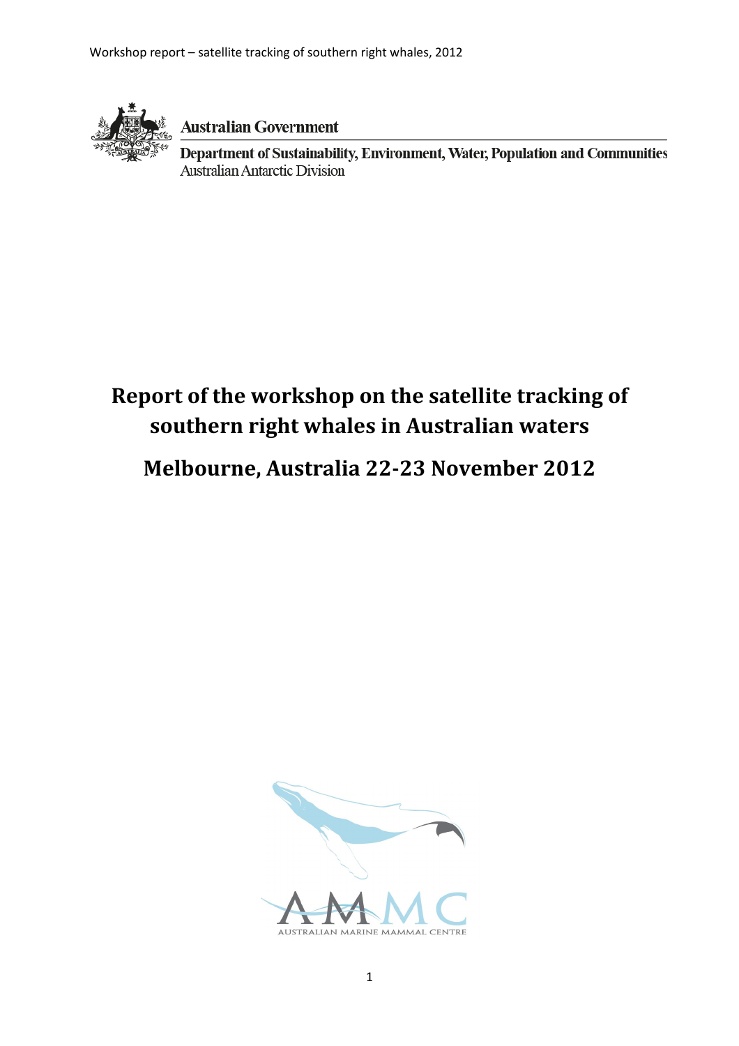Australian Government

Department of Sustainability, Environment, Water, Population and Communities
Australian Antarctic Division

# Report of the workshop on the satellite tracking of southern right whales in Australian waters

# Melbourne, Australia 22-23 November 2012

AUSTRALIAN MARINE MAMMAL CENTRE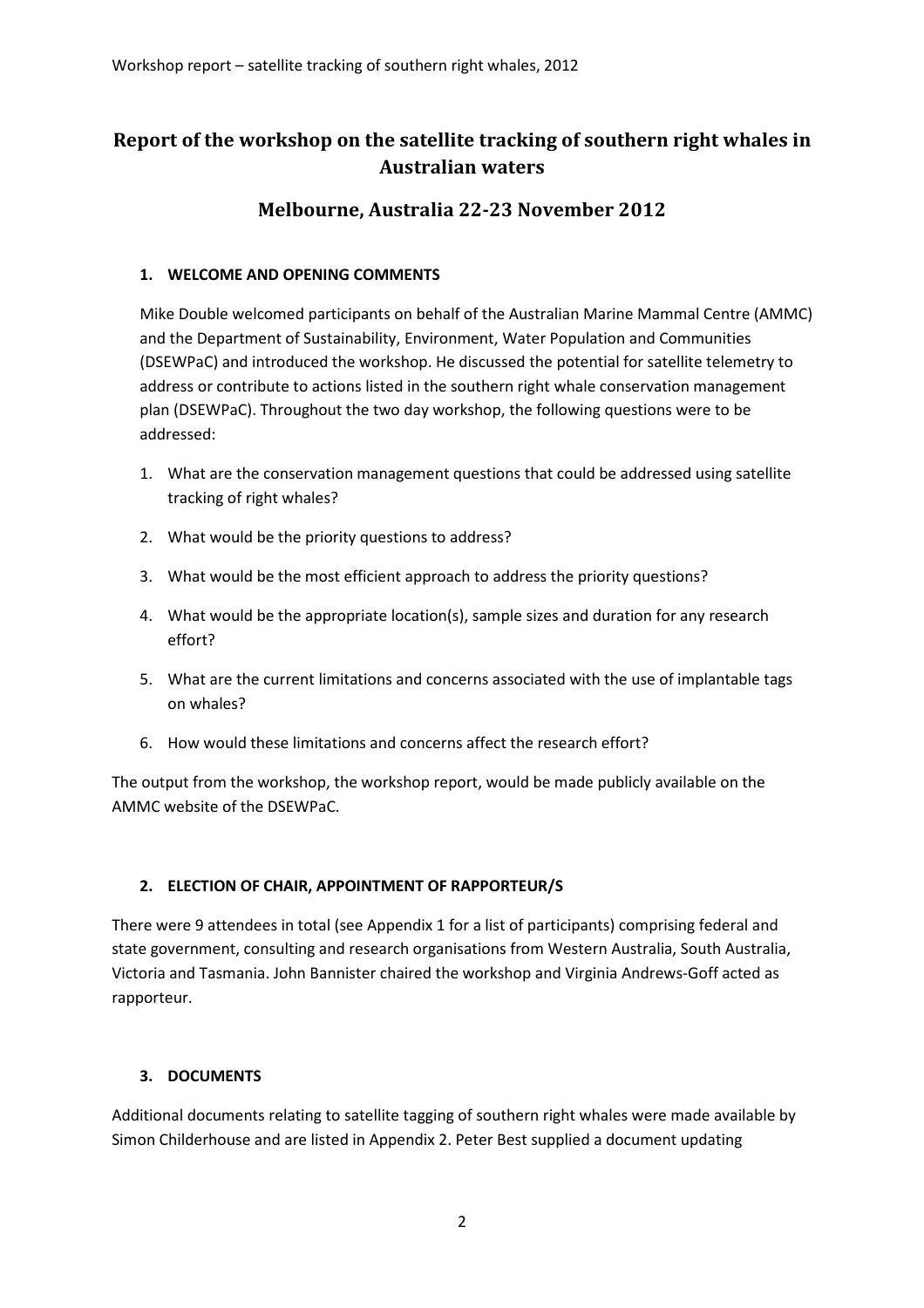# Report of the workshop on the satellite tracking of southern right whales in Australian waters

## Melbourne, Australia 22-23 November 2012

### 1. WELCOME AND OPENING COMMENTS

Mike Double welcomed participants on behalf of the Australian Marine Mammal Centre (AMMC) and the Department of Sustainability, Environment, Water Population and Communities (DSEWPaC) and introduced the workshop. He discussed the potential for satellite telemetry to address or contribute to actions listed in the southern right whale conservation management plan (DSEWPaC). Throughout the two day workshop, the following questions were to be addressed:

1. What are the conservation management questions that could be addressed using satellite tracking of right whales?
2. What would be the priority questions to address?
3. What would be the most efficient approach to address the priority questions?
4. What would be the appropriate location(s), sample sizes and duration for any research effort?
5. What are the current limitations and concerns associated with the use of implantable tags on whales?
6. How would these limitations and concerns affect the research effort?

The output from the workshop, the workshop report, would be made publicly available on the AMMC website of the DSEWPaC.

### 2. ELECTION OF CHAIR, APPOINTMENT OF RAPPORTEUR/S

There were 9 attendees in total (see Appendix 1 for a list of participants) comprising federal and state government, consulting and research organisations from Western Australia, South Australia, Victoria and Tasmania. John Bannister chaired the workshop and Virginia Andrews-Goff acted as rapporteur.

### 3. DOCUMENTS

Additional documents relating to satellite tagging of southern right whales were made available by Simon Childerhouse and are listed in Appendix 2. Peter Best supplied a document updating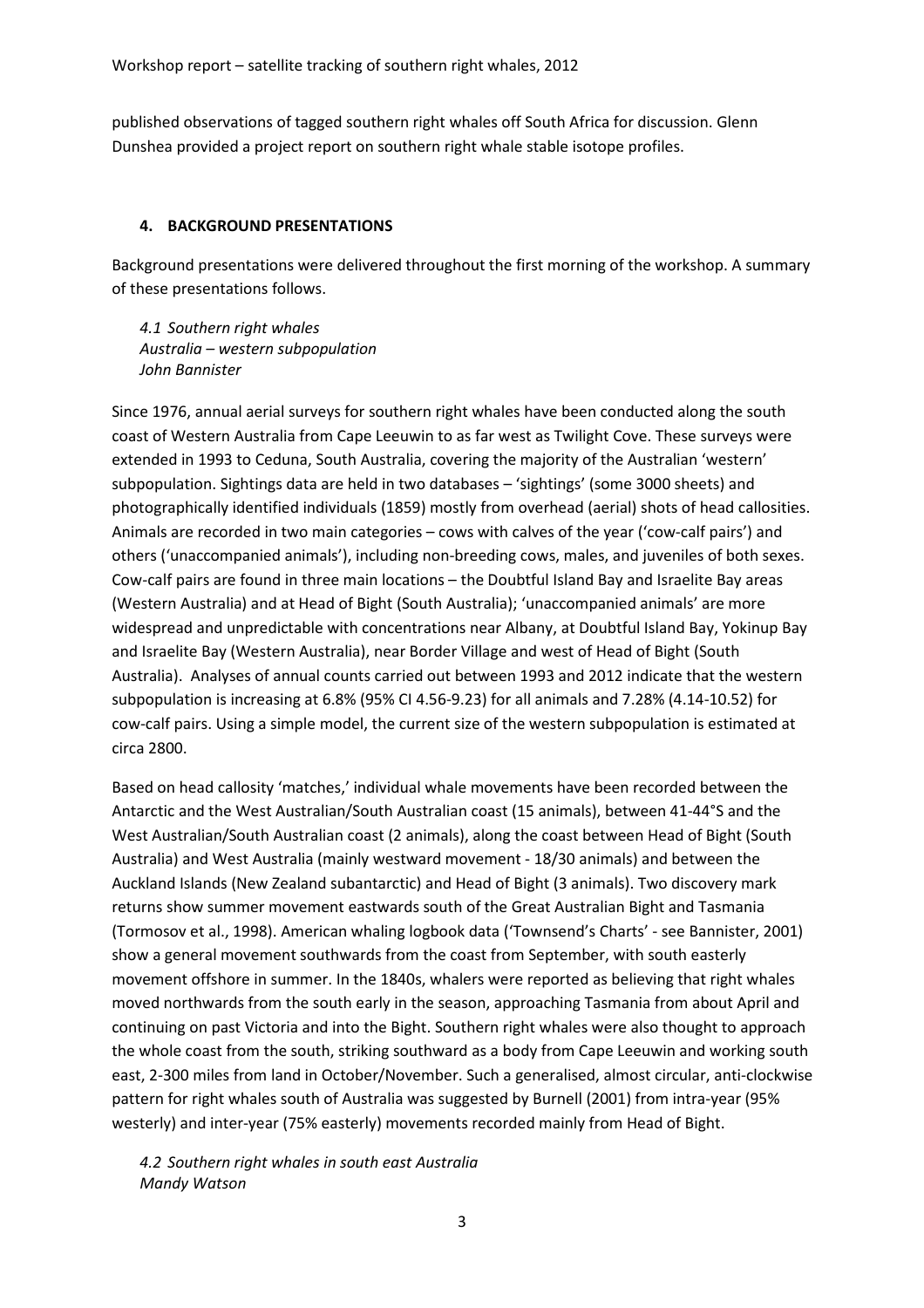published observations of tagged southern right whales off South Africa for discussion. Glenn Dunshea provided a project report on southern right whale stable isotope profiles.

## 4. BACKGROUND PRESENTATIONS

Background presentations were delivered throughout the first morning of the workshop. A summary of these presentations follows.

### *4.1 Southern right whales*
*Australia – western subpopulation*
*John Bannister*

Since 1976, annual aerial surveys for southern right whales have been conducted along the south coast of Western Australia from Cape Leeuwin to as far west as Twilight Cove. These surveys were extended in 1993 to Ceduna, South Australia, covering the majority of the Australian 'western' subpopulation. Sightings data are held in two databases – 'sightings' (some 3000 sheets) and photographically identified individuals (1859) mostly from overhead (aerial) shots of head callosities. Animals are recorded in two main categories – cows with calves of the year ('cow-calf pairs') and others ('unaccompanied animals'), including non-breeding cows, males, and juveniles of both sexes. Cow-calf pairs are found in three main locations – the Doubtful Island Bay and Israelite Bay areas (Western Australia) and at Head of Bight (South Australia); 'unaccompanied animals' are more widespread and unpredictable with concentrations near Albany, at Doubtful Island Bay, Yokinup Bay and Israelite Bay (Western Australia), near Border Village and west of Head of Bight (South Australia). Analyses of annual counts carried out between 1993 and 2012 indicate that the western subpopulation is increasing at 6.8% (95% CI 4.56-9.23) for all animals and 7.28% (4.14-10.52) for cow-calf pairs. Using a simple model, the current size of the western subpopulation is estimated at circa 2800.

Based on head callosity 'matches,' individual whale movements have been recorded between the Antarctic and the West Australian/South Australian coast (15 animals), between 41-44°S and the West Australian/South Australian coast (2 animals), along the coast between Head of Bight (South Australia) and West Australia (mainly westward movement - 18/30 animals) and between the Auckland Islands (New Zealand subantarctic) and Head of Bight (3 animals). Two discovery mark returns show summer movement eastwards south of the Great Australian Bight and Tasmania (Tormosov et al., 1998). American whaling logbook data ('Townsend's Charts' - see Bannister, 2001) show a general movement southwards from the coast from September, with south easterly movement offshore in summer. In the 1840s, whalers were reported as believing that right whales moved northwards from the south early in the season, approaching Tasmania from about April and continuing on past Victoria and into the Bight. Southern right whales were also thought to approach the whole coast from the south, striking southward as a body from Cape Leeuwin and working south east, 2-300 miles from land in October/November. Such a generalised, almost circular, anti-clockwise pattern for right whales south of Australia was suggested by Burnell (2001) from intra-year (95% westerly) and inter-year (75% easterly) movements recorded mainly from Head of Bight.

### *4.2 Southern right whales in south east Australia*
*Mandy Watson*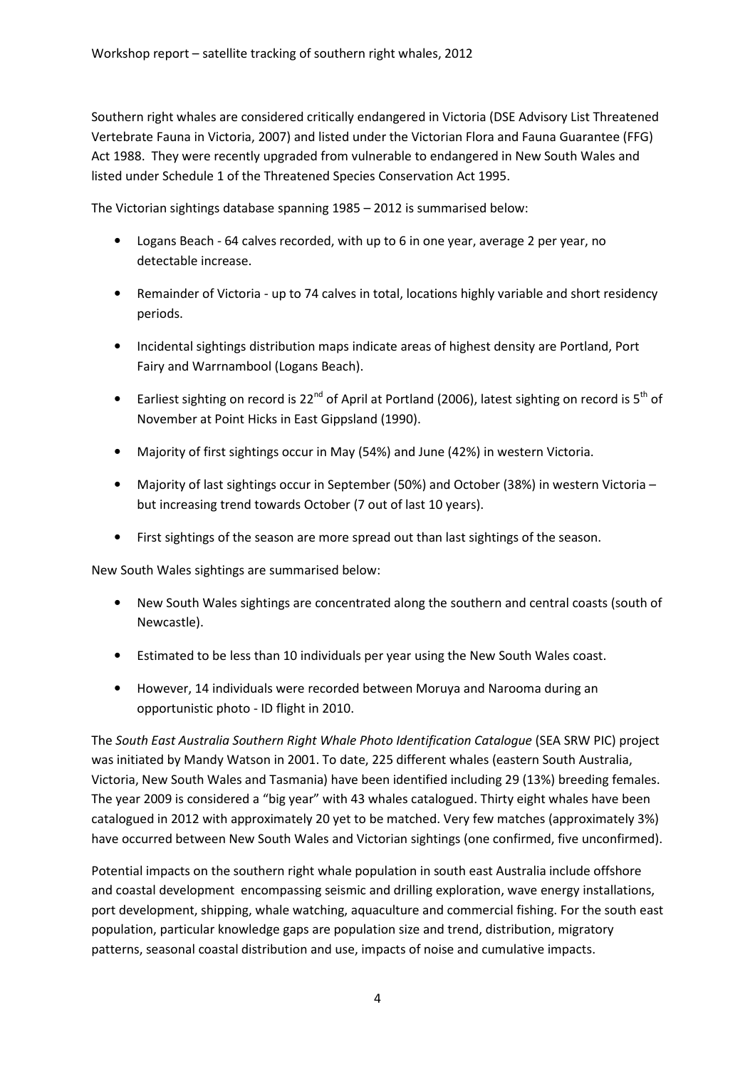Southern right whales are considered critically endangered in Victoria (DSE Advisory List Threatened Vertebrate Fauna in Victoria, 2007) and listed under the Victorian Flora and Fauna Guarantee (FFG) Act 1988. They were recently upgraded from vulnerable to endangered in New South Wales and listed under Schedule 1 of the Threatened Species Conservation Act 1995.

The Victorian sightings database spanning 1985 – 2012 is summarised below:

- Logans Beach - 64 calves recorded, with up to 6 in one year, average 2 per year, no detectable increase.
- Remainder of Victoria - up to 74 calves in total, locations highly variable and short residency periods.
- Incidental sightings distribution maps indicate areas of highest density are Portland, Port Fairy and Warrnambool (Logans Beach).
- Earliest sighting on record is 22nd of April at Portland (2006), latest sighting on record is 5th of November at Point Hicks in East Gippsland (1990).
- Majority of first sightings occur in May (54%) and June (42%) in western Victoria.
- Majority of last sightings occur in September (50%) and October (38%) in western Victoria – but increasing trend towards October (7 out of last 10 years).
- First sightings of the season are more spread out than last sightings of the season.

New South Wales sightings are summarised below:

- New South Wales sightings are concentrated along the southern and central coasts (south of Newcastle).
- Estimated to be less than 10 individuals per year using the New South Wales coast.
- However, 14 individuals were recorded between Moruya and Narooma during an opportunistic photo - ID flight in 2010.

The *South East Australia Southern Right Whale Photo Identification Catalogue* (SEA SRW PIC) project was initiated by Mandy Watson in 2001. To date, 225 different whales (eastern South Australia, Victoria, New South Wales and Tasmania) have been identified including 29 (13%) breeding females. The year 2009 is considered a "big year" with 43 whales catalogued. Thirty eight whales have been catalogued in 2012 with approximately 20 yet to be matched. Very few matches (approximately 3%) have occurred between New South Wales and Victorian sightings (one confirmed, five unconfirmed).

Potential impacts on the southern right whale population in south east Australia include offshore and coastal development encompassing seismic and drilling exploration, wave energy installations, port development, shipping, whale watching, aquaculture and commercial fishing. For the south east population, particular knowledge gaps are population size and trend, distribution, migratory patterns, seasonal coastal distribution and use, impacts of noise and cumulative impacts.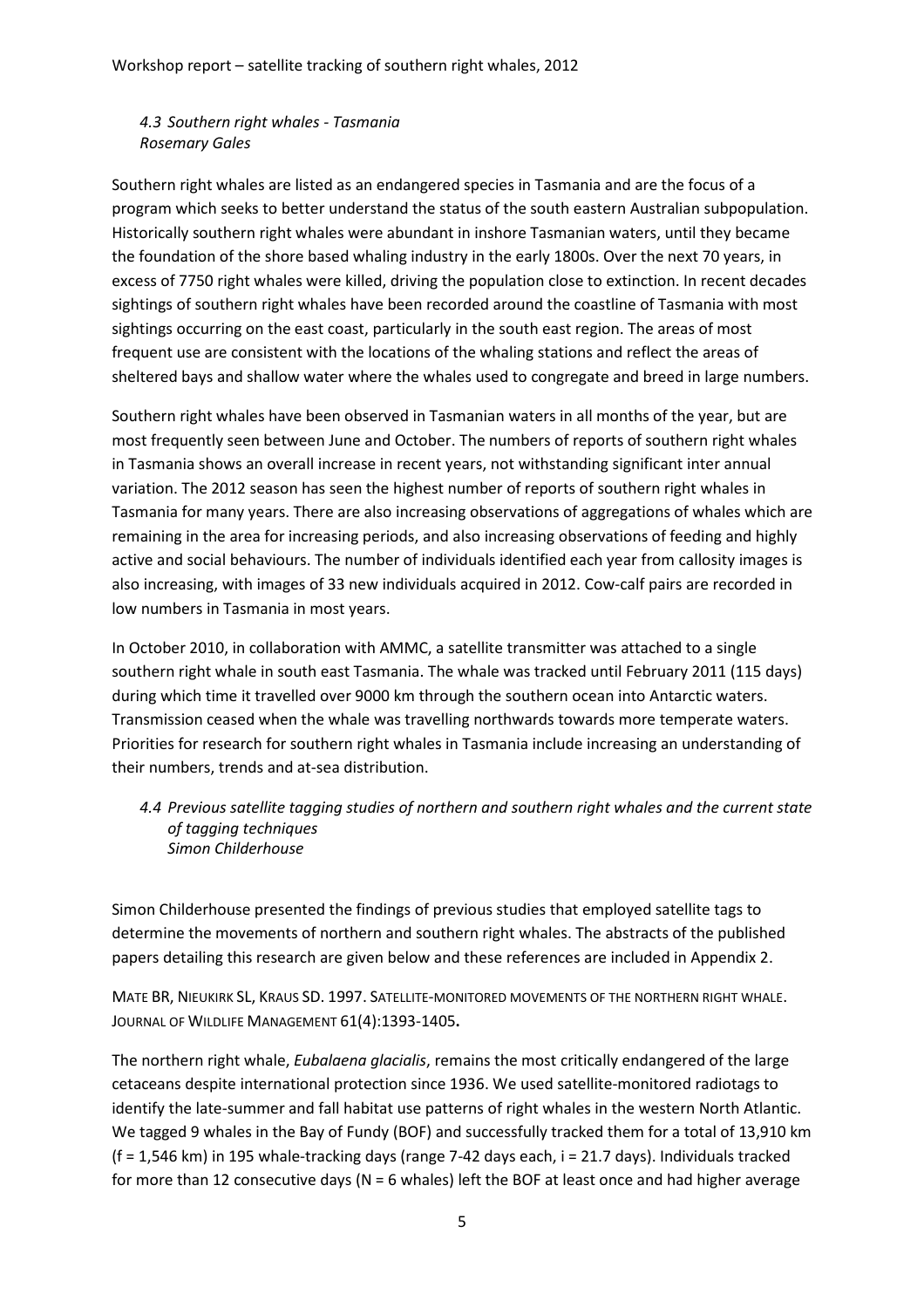### *4.3 Southern right whales - Tasmania*
*Rosemary Gales*

Southern right whales are listed as an endangered species in Tasmania and are the focus of a program which seeks to better understand the status of the south eastern Australian subpopulation. Historically southern right whales were abundant in inshore Tasmanian waters, until they became the foundation of the shore based whaling industry in the early 1800s. Over the next 70 years, in excess of 7750 right whales were killed, driving the population close to extinction. In recent decades sightings of southern right whales have been recorded around the coastline of Tasmania with most sightings occurring on the east coast, particularly in the south east region. The areas of most frequent use are consistent with the locations of the whaling stations and reflect the areas of sheltered bays and shallow water where the whales used to congregate and breed in large numbers.

Southern right whales have been observed in Tasmanian waters in all months of the year, but are most frequently seen between June and October. The numbers of reports of southern right whales in Tasmania shows an overall increase in recent years, not withstanding significant inter annual variation. The 2012 season has seen the highest number of reports of southern right whales in Tasmania for many years. There are also increasing observations of aggregations of whales which are remaining in the area for increasing periods, and also increasing observations of feeding and highly active and social behaviours. The number of individuals identified each year from callosity images is also increasing, with images of 33 new individuals acquired in 2012. Cow-calf pairs are recorded in low numbers in Tasmania in most years.

In October 2010, in collaboration with AMMC, a satellite transmitter was attached to a single southern right whale in south east Tasmania. The whale was tracked until February 2011 (115 days) during which time it travelled over 9000 km through the southern ocean into Antarctic waters. Transmission ceased when the whale was travelling northwards towards more temperate waters. Priorities for research for southern right whales in Tasmania include increasing an understanding of their numbers, trends and at-sea distribution.

### *4.4 Previous satellite tagging studies of northern and southern right whales and the current state of tagging techniques*
*Simon Childerhouse*

Simon Childerhouse presented the findings of previous studies that employed satellite tags to determine the movements of northern and southern right whales. The abstracts of the published papers detailing this research are given below and these references are included in Appendix 2.

MATE BR, NIEUKIRK SL, KRAUS SD. 1997. SATELLITE-MONITORED MOVEMENTS OF THE NORTHERN RIGHT WHALE. JOURNAL OF WILDLIFE MANAGEMENT 61(4):1393-1405.

The northern right whale, *Eubalaena glacialis*, remains the most critically endangered of the large cetaceans despite international protection since 1936. We used satellite-monitored radiotags to identify the late-summer and fall habitat use patterns of right whales in the western North Atlantic. We tagged 9 whales in the Bay of Fundy (BOF) and successfully tracked them for a total of 13,910 km (f = 1,546 km) in 195 whale-tracking days (range 7-42 days each, i = 21.7 days). Individuals tracked for more than 12 consecutive days (N = 6 whales) left the BOF at least once and had higher average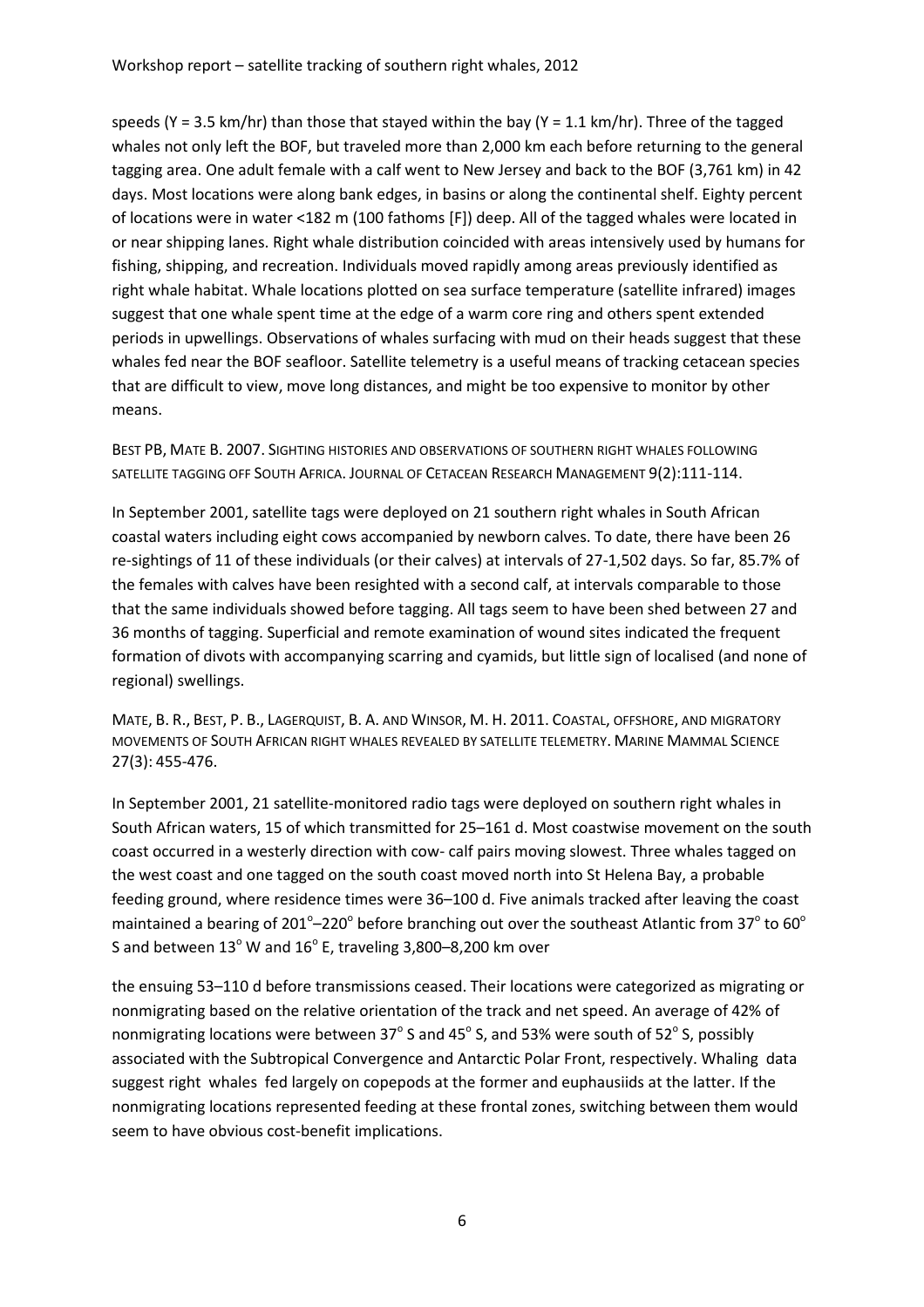speeds (Y = 3.5 km/hr) than those that stayed within the bay (Y = 1.1 km/hr). Three of the tagged whales not only left the BOF, but traveled more than 2,000 km each before returning to the general tagging area. One adult female with a calf went to New Jersey and back to the BOF (3,761 km) in 42 days. Most locations were along bank edges, in basins or along the continental shelf. Eighty percent of locations were in water <182 m (100 fathoms [F]) deep. All of the tagged whales were located in or near shipping lanes. Right whale distribution coincided with areas intensively used by humans for fishing, shipping, and recreation. Individuals moved rapidly among areas previously identified as right whale habitat. Whale locations plotted on sea surface temperature (satellite infrared) images suggest that one whale spent time at the edge of a warm core ring and others spent extended periods in upwellings. Observations of whales surfacing with mud on their heads suggest that these whales fed near the BOF seafloor. Satellite telemetry is a useful means of tracking cetacean species that are difficult to view, move long distances, and might be too expensive to monitor by other means.

BEST PB, MATE B. 2007. SIGHTING HISTORIES AND OBSERVATIONS OF SOUTHERN RIGHT WHALES FOLLOWING SATELLITE TAGGING OFF SOUTH AFRICA. JOURNAL OF CETACEAN RESEARCH MANAGEMENT 9(2):111-114.

In September 2001, satellite tags were deployed on 21 southern right whales in South African coastal waters including eight cows accompanied by newborn calves. To date, there have been 26 re-sightings of 11 of these individuals (or their calves) at intervals of 27-1,502 days. So far, 85.7% of the females with calves have been resighted with a second calf, at intervals comparable to those that the same individuals showed before tagging. All tags seem to have been shed between 27 and 36 months of tagging. Superficial and remote examination of wound sites indicated the frequent formation of divots with accompanying scarring and cyamids, but little sign of localised (and none of regional) swellings.

MATE, B. R., BEST, P. B., LAGERQUIST, B. A. AND WINSOR, M. H. 2011. COASTAL, OFFSHORE, AND MIGRATORY MOVEMENTS OF SOUTH AFRICAN RIGHT WHALES REVEALED BY SATELLITE TELEMETRY. MARINE MAMMAL SCIENCE 27(3): 455-476.

In September 2001, 21 satellite-monitored radio tags were deployed on southern right whales in South African waters, 15 of which transmitted for 25–161 d. Most coastwise movement on the south coast occurred in a westerly direction with cow- calf pairs moving slowest. Three whales tagged on the west coast and one tagged on the south coast moved north into St Helena Bay, a probable feeding ground, where residence times were 36–100 d. Five animals tracked after leaving the coast maintained a bearing of 201°–220° before branching out over the southeast Atlantic from 37° to 60° S and between 13° W and 16° E, traveling 3,800–8,200 km over the ensuing 53–110 d before transmissions ceased. Their locations were categorized as migrating or nonmigrating based on the relative orientation of the track and net speed. An average of 42% of nonmigrating locations were between 37° S and 45° S, and 53% were south of 52° S, possibly associated with the Subtropical Convergence and Antarctic Polar Front, respectively. Whaling data suggest right whales fed largely on copepods at the former and euphausiids at the latter. If the nonmigrating locations represented feeding at these frontal zones, switching between them would seem to have obvious cost-benefit implications.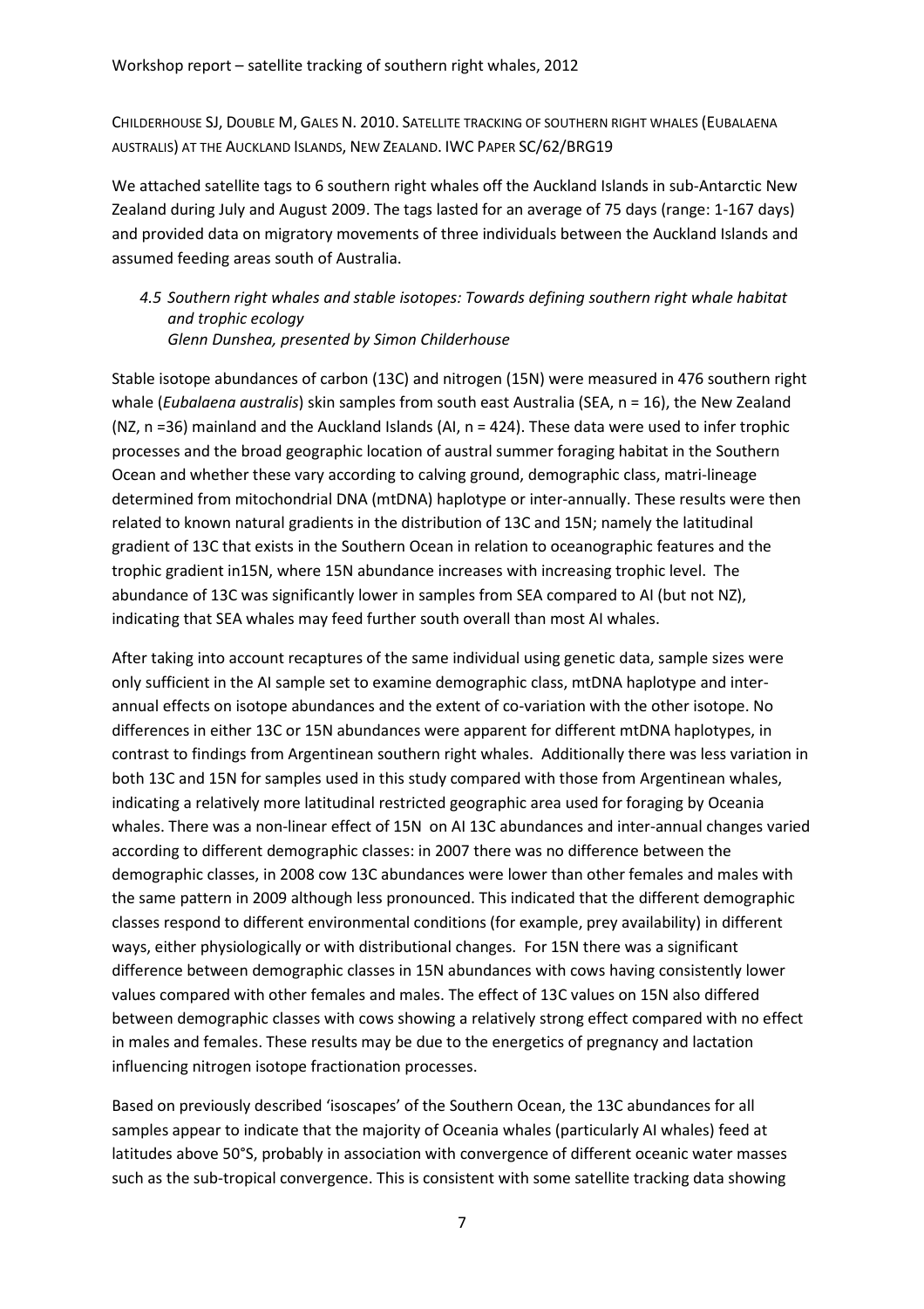CHILDERHOUSE SJ, DOUBLE M, GALES N. 2010. SATELLITE TRACKING OF SOUTHERN RIGHT WHALES (EUBALAENA AUSTRALIS) AT THE AUCKLAND ISLANDS, NEW ZEALAND. IWC PAPER SC/62/BRG19

We attached satellite tags to 6 southern right whales off the Auckland Islands in sub-Antarctic New Zealand during July and August 2009. The tags lasted for an average of 75 days (range: 1-167 days) and provided data on migratory movements of three individuals between the Auckland Islands and assumed feeding areas south of Australia.

### *4.5 Southern right whales and stable isotopes: Towards defining southern right whale habitat and trophic ecology*

*Glenn Dunshea, presented by Simon Childerhouse*

Stable isotope abundances of carbon (13C) and nitrogen (15N) were measured in 476 southern right whale (*Eubalaena australis*) skin samples from south east Australia (SEA, n = 16), the New Zealand (NZ, n =36) mainland and the Auckland Islands (AI, n = 424). These data were used to infer trophic processes and the broad geographic location of austral summer foraging habitat in the Southern Ocean and whether these vary according to calving ground, demographic class, matri-lineage determined from mitochondrial DNA (mtDNA) haplotype or inter-annually. These results were then related to known natural gradients in the distribution of 13C and 15N; namely the latitudinal gradient of 13C that exists in the Southern Ocean in relation to oceanographic features and the trophic gradient in15N, where 15N abundance increases with increasing trophic level. The abundance of 13C was significantly lower in samples from SEA compared to AI (but not NZ), indicating that SEA whales may feed further south overall than most AI whales.

After taking into account recaptures of the same individual using genetic data, sample sizes were only sufficient in the AI sample set to examine demographic class, mtDNA haplotype and inter-annual effects on isotope abundances and the extent of co-variation with the other isotope. No differences in either 13C or 15N abundances were apparent for different mtDNA haplotypes, in contrast to findings from Argentinean southern right whales. Additionally there was less variation in both 13C and 15N for samples used in this study compared with those from Argentinean whales, indicating a relatively more latitudinal restricted geographic area used for foraging by Oceania whales. There was a non-linear effect of 15N on AI 13C abundances and inter-annual changes varied according to different demographic classes: in 2007 there was no difference between the demographic classes, in 2008 cow 13C abundances were lower than other females and males with the same pattern in 2009 although less pronounced. This indicated that the different demographic classes respond to different environmental conditions (for example, prey availability) in different ways, either physiologically or with distributional changes. For 15N there was a significant difference between demographic classes in 15N abundances with cows having consistently lower values compared with other females and males. The effect of 13C values on 15N also differed between demographic classes with cows showing a relatively strong effect compared with no effect in males and females. These results may be due to the energetics of pregnancy and lactation influencing nitrogen isotope fractionation processes.

Based on previously described 'isoscapes' of the Southern Ocean, the 13C abundances for all samples appear to indicate that the majority of Oceania whales (particularly AI whales) feed at latitudes above 50°S, probably in association with convergence of different oceanic water masses such as the sub-tropical convergence. This is consistent with some satellite tracking data showing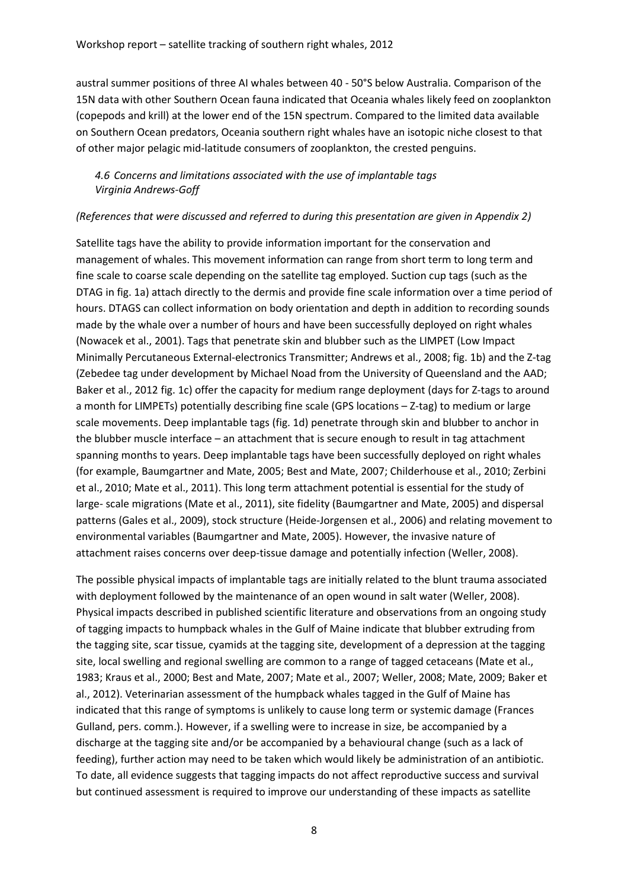austral summer positions of three AI whales between 40 - 50°S below Australia. Comparison of the 15N data with other Southern Ocean fauna indicated that Oceania whales likely feed on zooplankton (copepods and krill) at the lower end of the 15N spectrum. Compared to the limited data available on Southern Ocean predators, Oceania southern right whales have an isotopic niche closest to that of other major pelagic mid-latitude consumers of zooplankton, the crested penguins.

### *4.6 Concerns and limitations associated with the use of implantable tags*
*Virginia Andrews-Goff*

*(References that were discussed and referred to during this presentation are given in Appendix 2)*

Satellite tags have the ability to provide information important for the conservation and management of whales. This movement information can range from short term to long term and fine scale to coarse scale depending on the satellite tag employed. Suction cup tags (such as the DTAG in fig. 1a) attach directly to the dermis and provide fine scale information over a time period of hours. DTAGS can collect information on body orientation and depth in addition to recording sounds made by the whale over a number of hours and have been successfully deployed on right whales (Nowacek et al., 2001). Tags that penetrate skin and blubber such as the LIMPET (Low Impact Minimally Percutaneous External-electronics Transmitter; Andrews et al., 2008; fig. 1b) and the Z-tag (Zebedee tag under development by Michael Noad from the University of Queensland and the AAD; Baker et al., 2012 fig. 1c) offer the capacity for medium range deployment (days for Z-tags to around a month for LIMPETs) potentially describing fine scale (GPS locations – Z-tag) to medium or large scale movements. Deep implantable tags (fig. 1d) penetrate through skin and blubber to anchor in the blubber muscle interface – an attachment that is secure enough to result in tag attachment spanning months to years. Deep implantable tags have been successfully deployed on right whales (for example, Baumgartner and Mate, 2005; Best and Mate, 2007; Childerhouse et al., 2010; Zerbini et al., 2010; Mate et al., 2011). This long term attachment potential is essential for the study of large- scale migrations (Mate et al., 2011), site fidelity (Baumgartner and Mate, 2005) and dispersal patterns (Gales et al., 2009), stock structure (Heide-Jorgensen et al., 2006) and relating movement to environmental variables (Baumgartner and Mate, 2005). However, the invasive nature of attachment raises concerns over deep-tissue damage and potentially infection (Weller, 2008).

The possible physical impacts of implantable tags are initially related to the blunt trauma associated with deployment followed by the maintenance of an open wound in salt water (Weller, 2008). Physical impacts described in published scientific literature and observations from an ongoing study of tagging impacts to humpback whales in the Gulf of Maine indicate that blubber extruding from the tagging site, scar tissue, cyamids at the tagging site, development of a depression at the tagging site, local swelling and regional swelling are common to a range of tagged cetaceans (Mate et al., 1983; Kraus et al., 2000; Best and Mate, 2007; Mate et al., 2007; Weller, 2008; Mate, 2009; Baker et al., 2012). Veterinarian assessment of the humpback whales tagged in the Gulf of Maine has indicated that this range of symptoms is unlikely to cause long term or systemic damage (Frances Gulland, pers. comm.). However, if a swelling were to increase in size, be accompanied by a discharge at the tagging site and/or be accompanied by a behavioural change (such as a lack of feeding), further action may need to be taken which would likely be administration of an antibiotic. To date, all evidence suggests that tagging impacts do not affect reproductive success and survival but continued assessment is required to improve our understanding of these impacts as satellite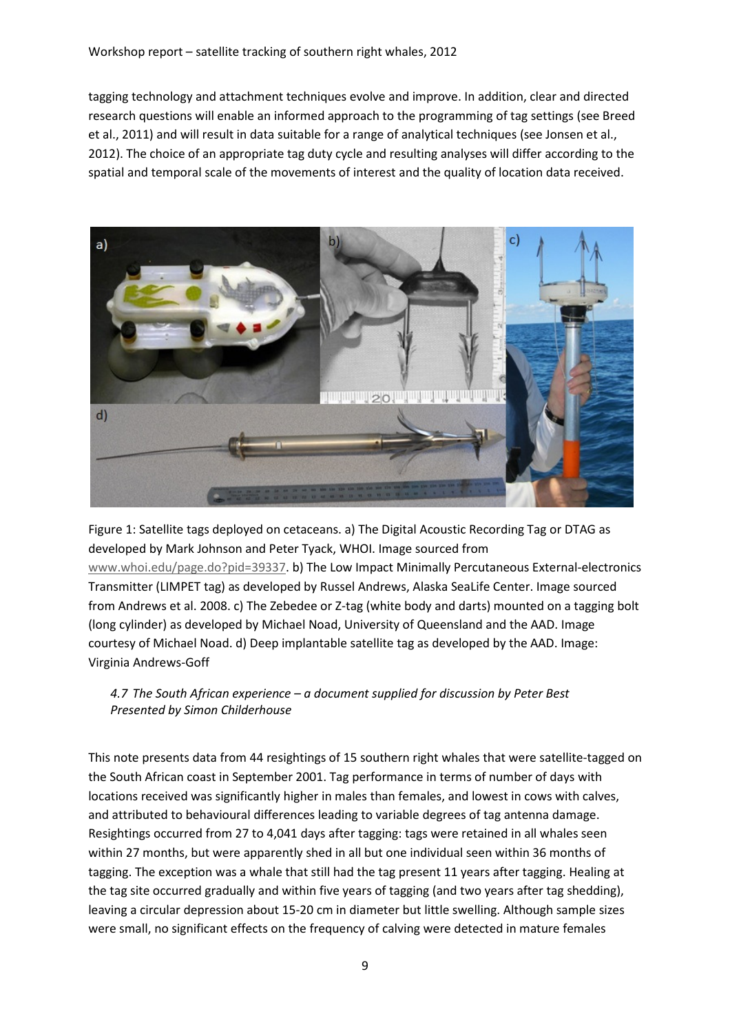tagging technology and attachment techniques evolve and improve. In addition, clear and directed research questions will enable an informed approach to the programming of tag settings (see Breed et al., 2011) and will result in data suitable for a range of analytical techniques (see Jonsen et al., 2012). The choice of an appropriate tag duty cycle and resulting analyses will differ according to the spatial and temporal scale of the movements of interest and the quality of location data received.

Figure 1: Satellite tags deployed on cetaceans. a) The Digital Acoustic Recording Tag or DTAG as developed by Mark Johnson and Peter Tyack, WHOI. Image sourced from www.whoi.edu/page.do?pid=39337. b) The Low Impact Minimally Percutaneous External-electronics Transmitter (LIMPET tag) as developed by Russel Andrews, Alaska SeaLife Center. Image sourced from Andrews et al. 2008. c) The Zebedee or Z-tag (white body and darts) mounted on a tagging bolt (long cylinder) as developed by Michael Noad, University of Queensland and the AAD. Image courtesy of Michael Noad. d) Deep implantable satellite tag as developed by the AAD. Image: Virginia Andrews-Goff

### *4.7 The South African experience – a document supplied for discussion by Peter Best Presented by Simon Childerhouse*

This note presents data from 44 resightings of 15 southern right whales that were satellite-tagged on the South African coast in September 2001. Tag performance in terms of number of days with locations received was significantly higher in males than females, and lowest in cows with calves, and attributed to behavioural differences leading to variable degrees of tag antenna damage. Resightings occurred from 27 to 4,041 days after tagging: tags were retained in all whales seen within 27 months, but were apparently shed in all but one individual seen within 36 months of tagging. The exception was a whale that still had the tag present 11 years after tagging. Healing at the tag site occurred gradually and within five years of tagging (and two years after tag shedding), leaving a circular depression about 15-20 cm in diameter but little swelling. Although sample sizes were small, no significant effects on the frequency of calving were detected in mature females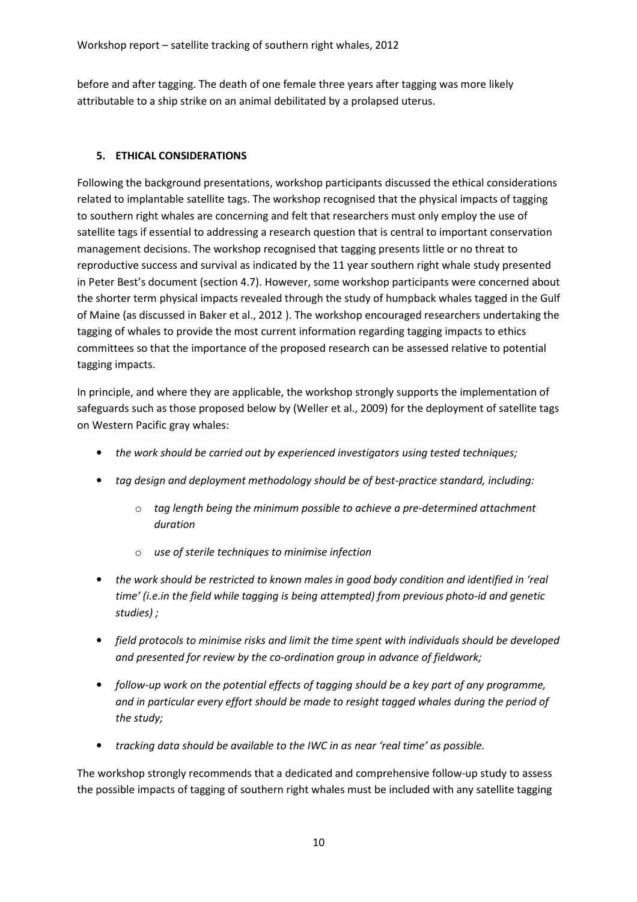before and after tagging. The death of one female three years after tagging was more likely attributable to a ship strike on an animal debilitated by a prolapsed uterus.

## 5. ETHICAL CONSIDERATIONS

Following the background presentations, workshop participants discussed the ethical considerations related to implantable satellite tags. The workshop recognised that the physical impacts of tagging to southern right whales are concerning and felt that researchers must only employ the use of satellite tags if essential to addressing a research question that is central to important conservation management decisions. The workshop recognised that tagging presents little or no threat to reproductive success and survival as indicated by the 11 year southern right whale study presented in Peter Best's document (section 4.7). However, some workshop participants were concerned about the shorter term physical impacts revealed through the study of humpback whales tagged in the Gulf of Maine (as discussed in Baker et al., 2012 ). The workshop encouraged researchers undertaking the tagging of whales to provide the most current information regarding tagging impacts to ethics committees so that the importance of the proposed research can be assessed relative to potential tagging impacts.

In principle, and where they are applicable, the workshop strongly supports the implementation of safeguards such as those proposed below by (Weller et al., 2009) for the deployment of satellite tags on Western Pacific gray whales:

- *the work should be carried out by experienced investigators using tested techniques;*
- *tag design and deployment methodology should be of best-practice standard, including:*
    - *tag length being the minimum possible to achieve a pre-determined attachment duration*
    - *use of sterile techniques to minimise infection*
- *the work should be restricted to known males in good body condition and identified in 'real time' (i.e.in the field while tagging is being attempted) from previous photo-id and genetic studies) ;*
- *field protocols to minimise risks and limit the time spent with individuals should be developed and presented for review by the co-ordination group in advance of fieldwork;*
- *follow-up work on the potential effects of tagging should be a key part of any programme, and in particular every effort should be made to resight tagged whales during the period of the study;*
- *tracking data should be available to the IWC in as near 'real time' as possible.*

The workshop strongly recommends that a dedicated and comprehensive follow-up study to assess the possible impacts of tagging of southern right whales must be included with any satellite tagging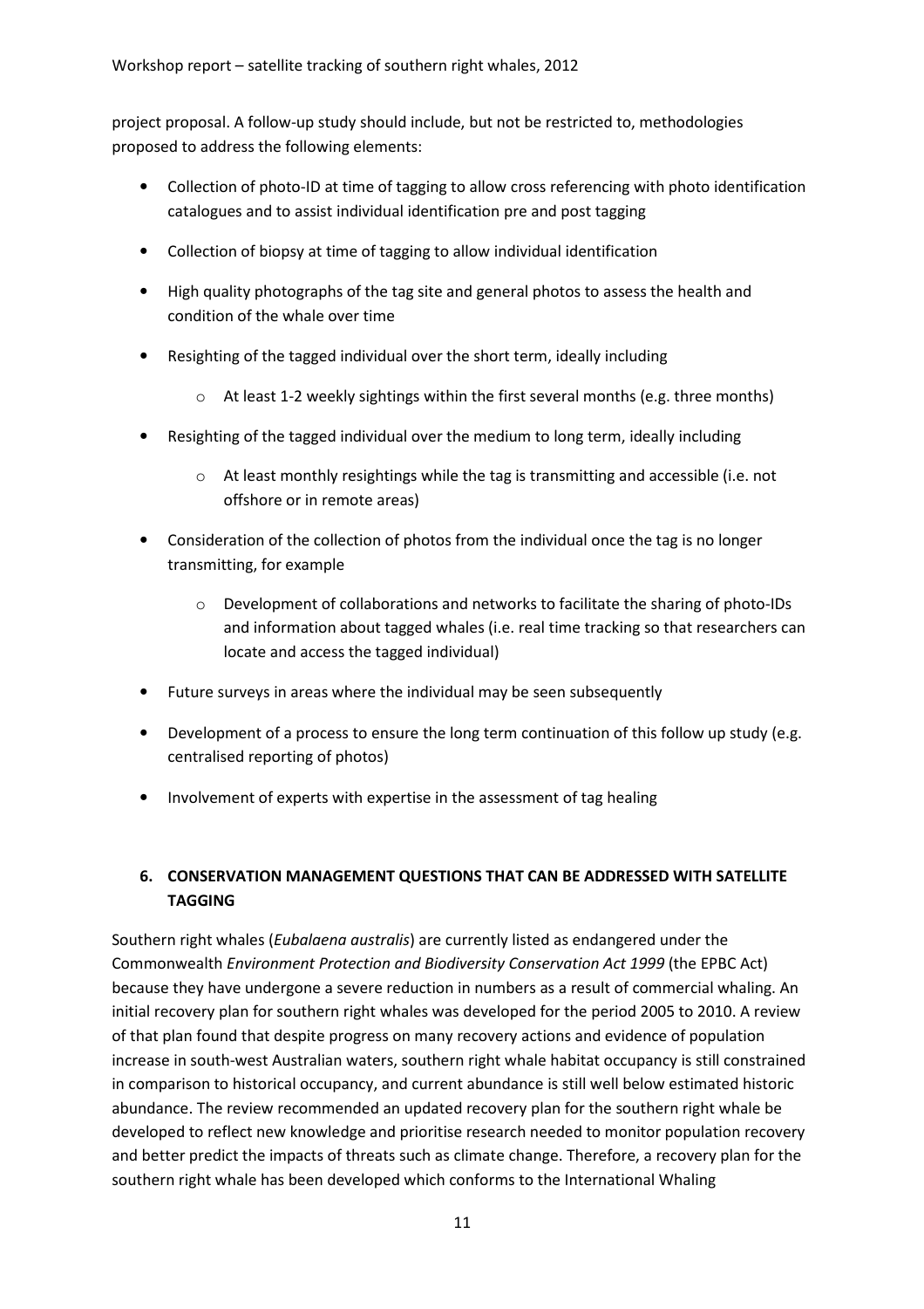project proposal. A follow-up study should include, but not be restricted to, methodologies proposed to address the following elements:

- Collection of photo-ID at time of tagging to allow cross referencing with photo identification catalogues and to assist individual identification pre and post tagging
- Collection of biopsy at time of tagging to allow individual identification
- High quality photographs of the tag site and general photos to assess the health and condition of the whale over time
- Resighting of the tagged individual over the short term, ideally including
    - At least 1-2 weekly sightings within the first several months (e.g. three months)
- Resighting of the tagged individual over the medium to long term, ideally including
    - At least monthly resightings while the tag is transmitting and accessible (i.e. not offshore or in remote areas)
- Consideration of the collection of photos from the individual once the tag is no longer transmitting, for example
    - Development of collaborations and networks to facilitate the sharing of photo-IDs and information about tagged whales (i.e. real time tracking so that researchers can locate and access the tagged individual)
- Future surveys in areas where the individual may be seen subsequently
- Development of a process to ensure the long term continuation of this follow up study (e.g. centralised reporting of photos)
- Involvement of experts with expertise in the assessment of tag healing

## 6. CONSERVATION MANAGEMENT QUESTIONS THAT CAN BE ADDRESSED WITH SATELLITE TAGGING

Southern right whales (*Eubalaena australis*) are currently listed as endangered under the Commonwealth *Environment Protection and Biodiversity Conservation Act 1999* (the EPBC Act) because they have undergone a severe reduction in numbers as a result of commercial whaling. An initial recovery plan for southern right whales was developed for the period 2005 to 2010. A review of that plan found that despite progress on many recovery actions and evidence of population increase in south-west Australian waters, southern right whale habitat occupancy is still constrained in comparison to historical occupancy, and current abundance is still well below estimated historic abundance. The review recommended an updated recovery plan for the southern right whale be developed to reflect new knowledge and prioritise research needed to monitor population recovery and better predict the impacts of threats such as climate change. Therefore, a recovery plan for the southern right whale has been developed which conforms to the International Whaling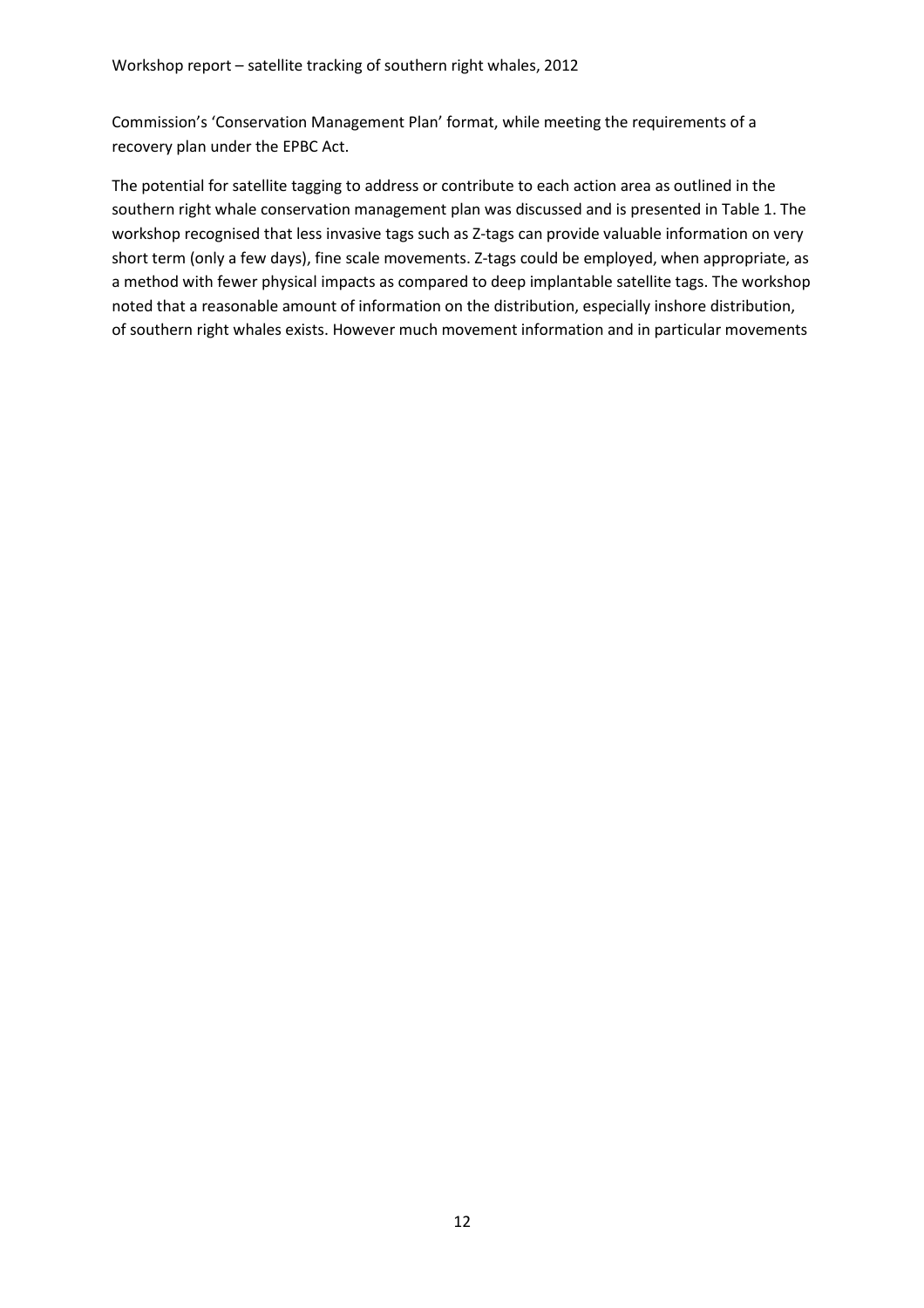Commission's 'Conservation Management Plan' format, while meeting the requirements of a recovery plan under the EPBC Act.

The potential for satellite tagging to address or contribute to each action area as outlined in the southern right whale conservation management plan was discussed and is presented in Table 1. The workshop recognised that less invasive tags such as Z-tags can provide valuable information on very short term (only a few days), fine scale movements. Z-tags could be employed, when appropriate, as a method with fewer physical impacts as compared to deep implantable satellite tags. The workshop noted that a reasonable amount of information on the distribution, especially inshore distribution, of southern right whales exists. However much movement information and in particular movements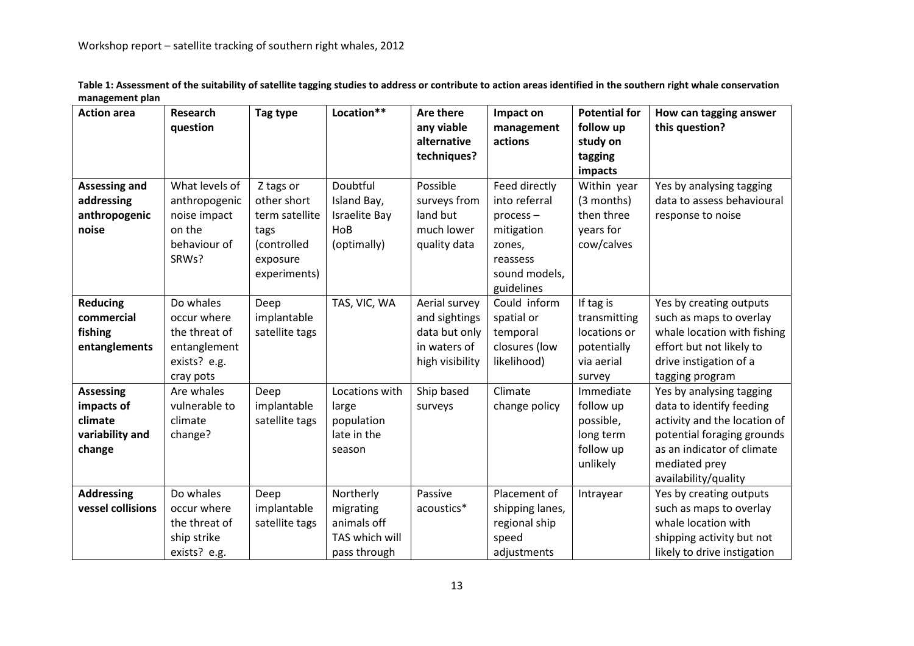**Table 1: Assessment of the suitability of satellite tagging studies to address or contribute to action areas identified in the southern right whale conservation management plan**

| Action area | Research question | Tag type | Location** | Are there any viable alternative techniques? | Impact on management actions | Potential for follow up study on tagging impacts | How can tagging answer this question? |
|---|---|---|---|---|---|---|---|
| **Assessing and addressing anthropogenic noise** | What levels of anthropogenic noise impact on the behaviour of SRWs? | Z tags or other short term satellite tags (controlled exposure experiments) | Doubtful Island Bay, Israelite Bay HoB (optimally) | Possible surveys from land but much lower quality data | Feed directly into referral process – mitigation zones, reassess sound models, guidelines | Within year (3 months) then three years for cow/calves | Yes by analysing tagging data to assess behavioural response to noise |
| **Reducing commercial fishing entanglements** | Do whales occur where the threat of entanglement exists? e.g. cray pots | Deep implantable satellite tags | TAS, VIC, WA | Aerial survey and sightings data but only in waters of high visibility | Could inform spatial or temporal closures (low likelihood) | If tag is transmitting locations or potentially via aerial survey | Yes by creating outputs such as maps to overlay whale location with fishing effort but not likely to drive instigation of a tagging program |
| **Assessing impacts of climate variability and change** | Are whales vulnerable to climate change? | Deep implantable satellite tags | Locations with large population late in the season | Ship based surveys | Climate change policy | Immediate follow up possible, long term follow up unlikely | Yes by analysing tagging data to identify feeding activity and the location of potential foraging grounds as an indicator of climate mediated prey availability/quality |
| **Addressing vessel collisions** | Do whales occur where the threat of ship strike exists? e.g. | Deep implantable satellite tags | Northerly migrating animals off TAS which will pass through | Passive acoustics* | Placement of shipping lanes, regional ship speed adjustments | Intrayear | Yes by creating outputs such as maps to overlay whale location with shipping activity but not likely to drive instigation |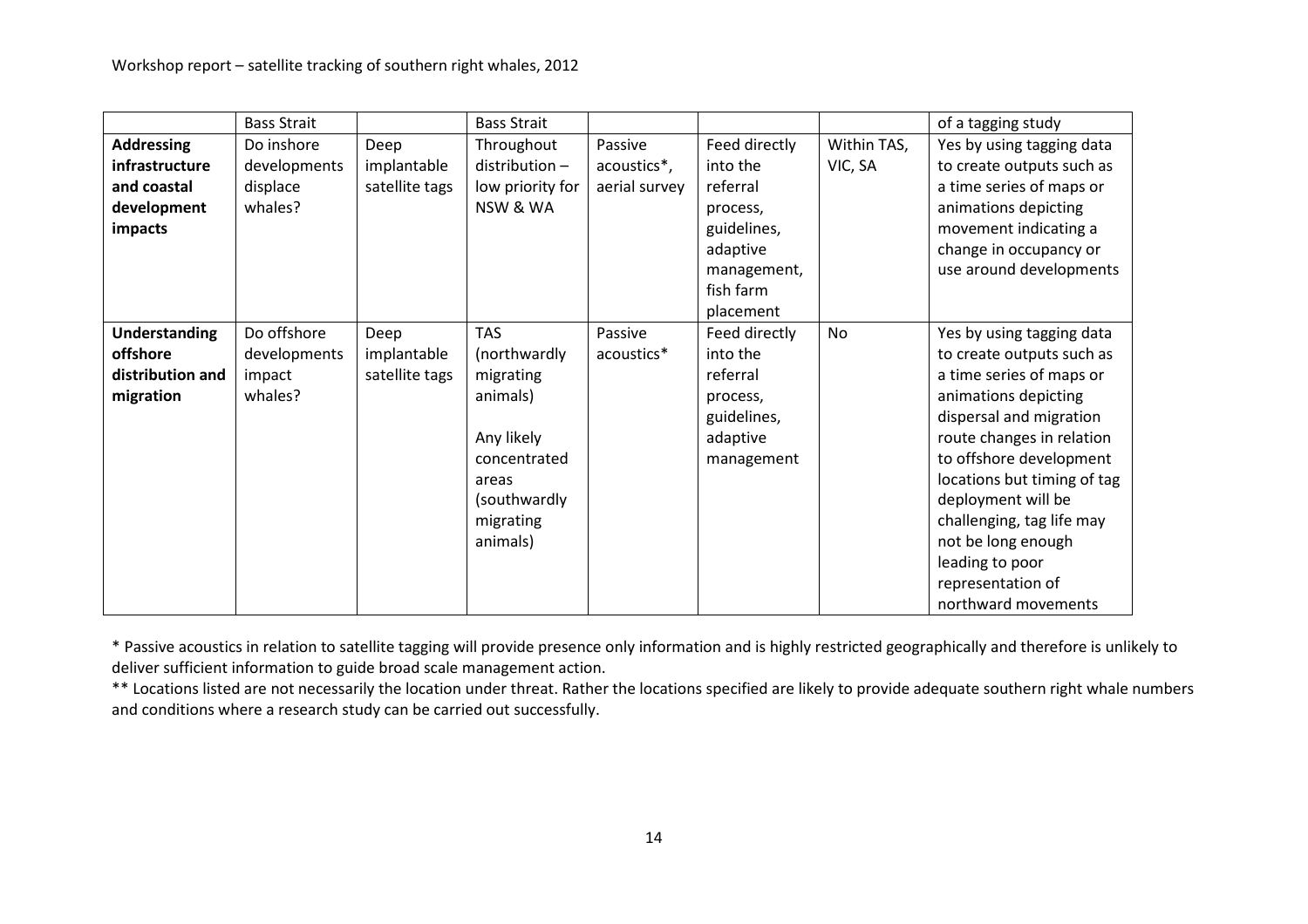|  | Bass Strait |  | Bass Strait |  |  |  | of a tagging study |
|---|---|---|---|---|---|---|---|
| **Addressing infrastructure and coastal development impacts** | Do inshore developments displace whales? | Deep implantable satellite tags | Throughout distribution – low priority for NSW & WA | Passive acoustics*, aerial survey | Feed directly into the referral process, guidelines, adaptive management, fish farm placement | Within TAS, VIC, SA | Yes by using tagging data to create outputs such as a time series of maps or animations depicting movement indicating a change in occupancy or use around developments |
| **Understanding offshore distribution and migration** | Do offshore developments impact whales? | Deep implantable satellite tags | TAS (northwardly migrating animals)<br><br>Any likely concentrated areas (southwardly migrating animals) | Passive acoustics* | Feed directly into the referral process, guidelines, adaptive management | No | Yes by using tagging data to create outputs such as a time series of maps or animations depicting dispersal and migration route changes in relation to offshore development locations but timing of tag deployment will be challenging, tag life may not be long enough leading to poor representation of northward movements |

* Passive acoustics in relation to satellite tagging will provide presence only information and is highly restricted geographically and therefore is unlikely to deliver sufficient information to guide broad scale management action.

** Locations listed are not necessarily the location under threat. Rather the locations specified are likely to provide adequate southern right whale numbers and conditions where a research study can be carried out successfully.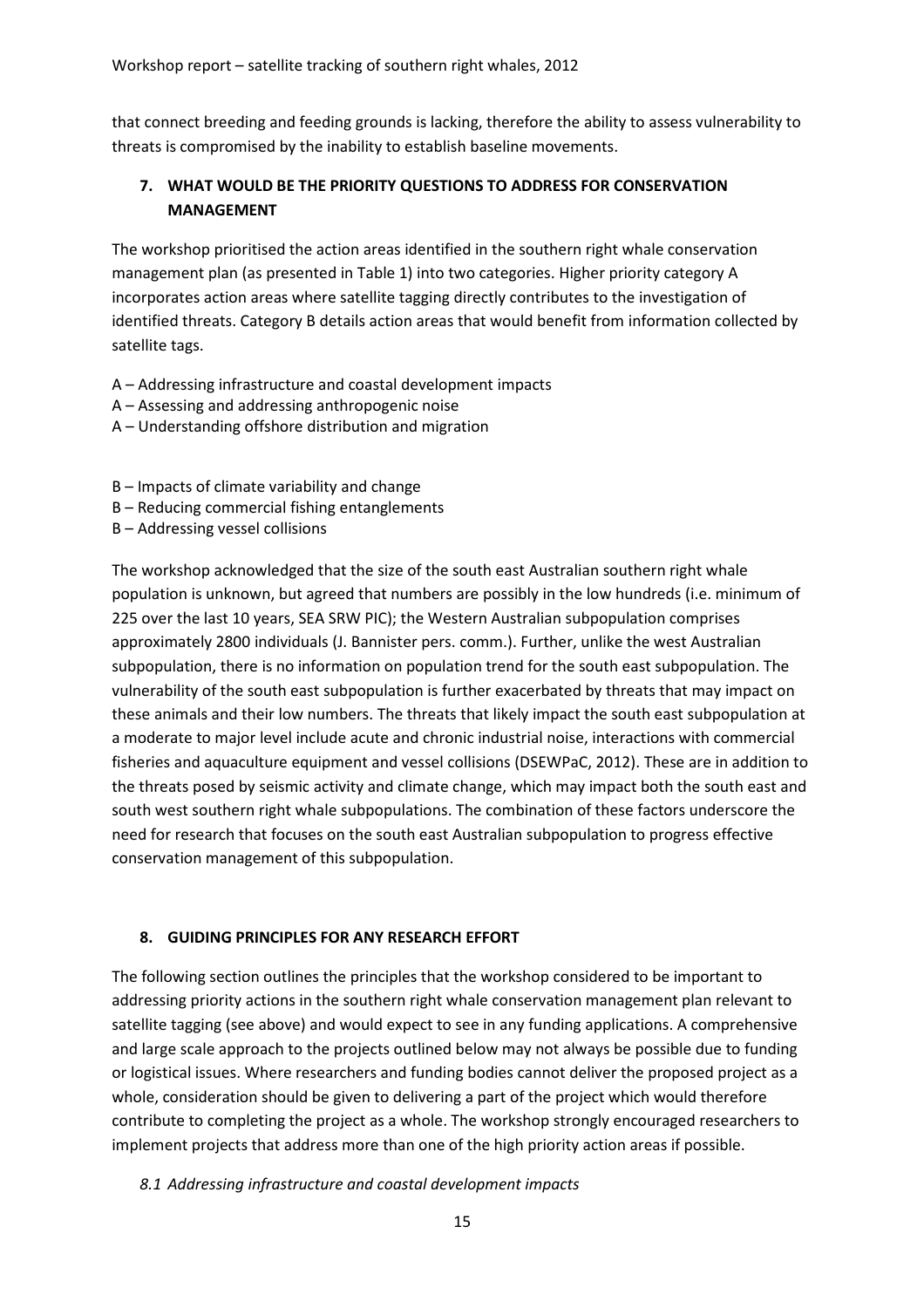that connect breeding and feeding grounds is lacking, therefore the ability to assess vulnerability to threats is compromised by the inability to establish baseline movements.

## 7. WHAT WOULD BE THE PRIORITY QUESTIONS TO ADDRESS FOR CONSERVATION MANAGEMENT

The workshop prioritised the action areas identified in the southern right whale conservation management plan (as presented in Table 1) into two categories. Higher priority category A incorporates action areas where satellite tagging directly contributes to the investigation of identified threats. Category B details action areas that would benefit from information collected by satellite tags.

A – Addressing infrastructure and coastal development impacts
A – Assessing and addressing anthropogenic noise
A – Understanding offshore distribution and migration

B – Impacts of climate variability and change
B – Reducing commercial fishing entanglements
B – Addressing vessel collisions

The workshop acknowledged that the size of the south east Australian southern right whale population is unknown, but agreed that numbers are possibly in the low hundreds (i.e. minimum of 225 over the last 10 years, SEA SRW PIC); the Western Australian subpopulation comprises approximately 2800 individuals (J. Bannister pers. comm.). Further, unlike the west Australian subpopulation, there is no information on population trend for the south east subpopulation. The vulnerability of the south east subpopulation is further exacerbated by threats that may impact on these animals and their low numbers. The threats that likely impact the south east subpopulation at a moderate to major level include acute and chronic industrial noise, interactions with commercial fisheries and aquaculture equipment and vessel collisions (DSEWPaC, 2012). These are in addition to the threats posed by seismic activity and climate change, which may impact both the south east and south west southern right whale subpopulations. The combination of these factors underscore the need for research that focuses on the south east Australian subpopulation to progress effective conservation management of this subpopulation.

## 8. GUIDING PRINCIPLES FOR ANY RESEARCH EFFORT

The following section outlines the principles that the workshop considered to be important to addressing priority actions in the southern right whale conservation management plan relevant to satellite tagging (see above) and would expect to see in any funding applications. A comprehensive and large scale approach to the projects outlined below may not always be possible due to funding or logistical issues. Where researchers and funding bodies cannot deliver the proposed project as a whole, consideration should be given to delivering a part of the project which would therefore contribute to completing the project as a whole. The workshop strongly encouraged researchers to implement projects that address more than one of the high priority action areas if possible.

### *8.1 Addressing infrastructure and coastal development impacts*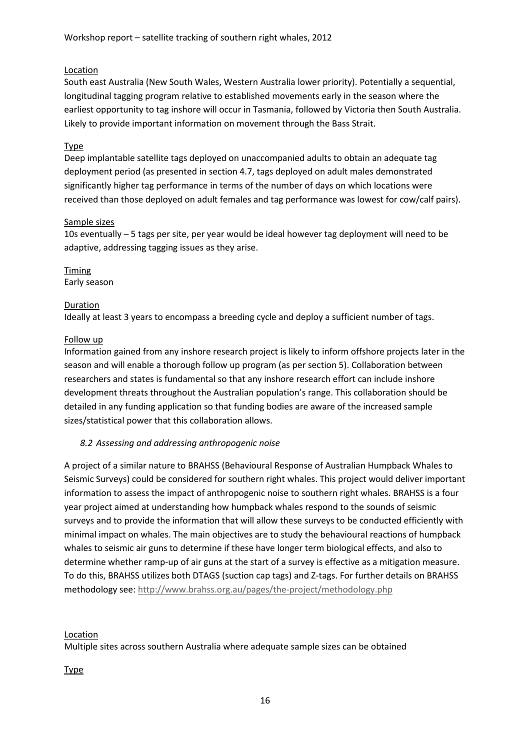Location

South east Australia (New South Wales, Western Australia lower priority). Potentially a sequential, longitudinal tagging program relative to established movements early in the season where the earliest opportunity to tag inshore will occur in Tasmania, followed by Victoria then South Australia. Likely to provide important information on movement through the Bass Strait.

Type

Deep implantable satellite tags deployed on unaccompanied adults to obtain an adequate tag deployment period (as presented in section 4.7, tags deployed on adult males demonstrated significantly higher tag performance in terms of the number of days on which locations were received than those deployed on adult females and tag performance was lowest for cow/calf pairs).

Sample sizes

10s eventually – 5 tags per site, per year would be ideal however tag deployment will need to be adaptive, addressing tagging issues as they arise.

Timing

Early season

Duration

Ideally at least 3 years to encompass a breeding cycle and deploy a sufficient number of tags.

Follow up

Information gained from any inshore research project is likely to inform offshore projects later in the season and will enable a thorough follow up program (as per section 5). Collaboration between researchers and states is fundamental so that any inshore research effort can include inshore development threats throughout the Australian population's range. This collaboration should be detailed in any funding application so that funding bodies are aware of the increased sample sizes/statistical power that this collaboration allows.

### *8.2 Assessing and addressing anthropogenic noise*

A project of a similar nature to BRAHSS (Behavioural Response of Australian Humpback Whales to Seismic Surveys) could be considered for southern right whales. This project would deliver important information to assess the impact of anthropogenic noise to southern right whales. BRAHSS is a four year project aimed at understanding how humpback whales respond to the sounds of seismic surveys and to provide the information that will allow these surveys to be conducted efficiently with minimal impact on whales. The main objectives are to study the behavioural reactions of humpback whales to seismic air guns to determine if these have longer term biological effects, and also to determine whether ramp-up of air guns at the start of a survey is effective as a mitigation measure. To do this, BRAHSS utilizes both DTAGS (suction cap tags) and Z-tags. For further details on BRAHSS methodology see: http://www.brahss.org.au/pages/the-project/methodology.php

Location

Multiple sites across southern Australia where adequate sample sizes can be obtained

Type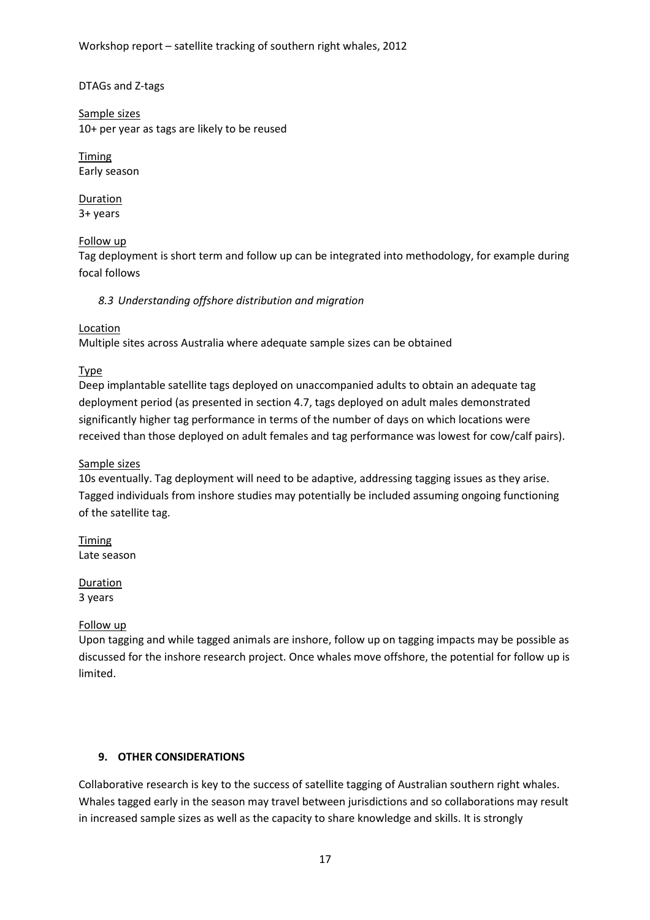DTAGs and Z-tags

Sample sizes
10+ per year as tags are likely to be reused

Timing
Early season

Duration
3+ years

Follow up
Tag deployment is short term and follow up can be integrated into methodology, for example during focal follows

### *8.3 Understanding offshore distribution and migration*

Location
Multiple sites across Australia where adequate sample sizes can be obtained

Type
Deep implantable satellite tags deployed on unaccompanied adults to obtain an adequate tag deployment period (as presented in section 4.7, tags deployed on adult males demonstrated significantly higher tag performance in terms of the number of days on which locations were received than those deployed on adult females and tag performance was lowest for cow/calf pairs).

Sample sizes
10s eventually. Tag deployment will need to be adaptive, addressing tagging issues as they arise. Tagged individuals from inshore studies may potentially be included assuming ongoing functioning of the satellite tag.

Timing
Late season

Duration
3 years

Follow up
Upon tagging and while tagged animals are inshore, follow up on tagging impacts may be possible as discussed for the inshore research project. Once whales move offshore, the potential for follow up is limited.

## 9. OTHER CONSIDERATIONS

Collaborative research is key to the success of satellite tagging of Australian southern right whales. Whales tagged early in the season may travel between jurisdictions and so collaborations may result in increased sample sizes as well as the capacity to share knowledge and skills. It is strongly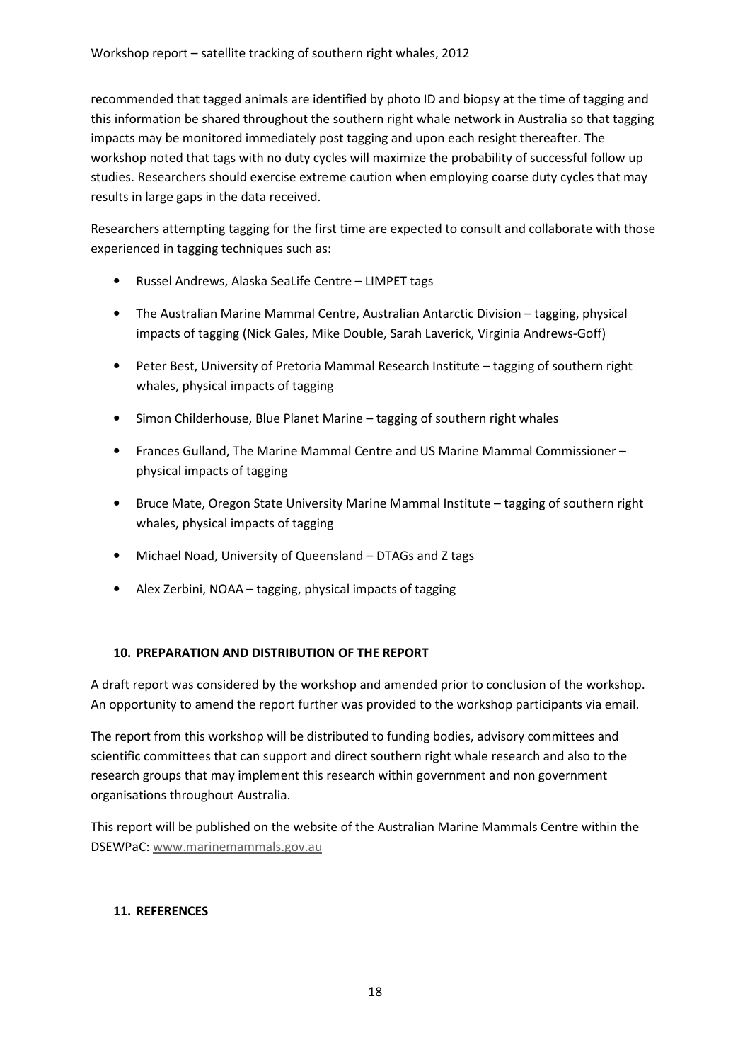recommended that tagged animals are identified by photo ID and biopsy at the time of tagging and this information be shared throughout the southern right whale network in Australia so that tagging impacts may be monitored immediately post tagging and upon each resight thereafter. The workshop noted that tags with no duty cycles will maximize the probability of successful follow up studies. Researchers should exercise extreme caution when employing coarse duty cycles that may results in large gaps in the data received.

Researchers attempting tagging for the first time are expected to consult and collaborate with those experienced in tagging techniques such as:

- Russel Andrews, Alaska SeaLife Centre – LIMPET tags
- The Australian Marine Mammal Centre, Australian Antarctic Division – tagging, physical impacts of tagging (Nick Gales, Mike Double, Sarah Laverick, Virginia Andrews-Goff)
- Peter Best, University of Pretoria Mammal Research Institute – tagging of southern right whales, physical impacts of tagging
- Simon Childerhouse, Blue Planet Marine – tagging of southern right whales
- Frances Gulland, The Marine Mammal Centre and US Marine Mammal Commissioner – physical impacts of tagging
- Bruce Mate, Oregon State University Marine Mammal Institute – tagging of southern right whales, physical impacts of tagging
- Michael Noad, University of Queensland – DTAGs and Z tags
- Alex Zerbini, NOAA – tagging, physical impacts of tagging

## 10. PREPARATION AND DISTRIBUTION OF THE REPORT

A draft report was considered by the workshop and amended prior to conclusion of the workshop. An opportunity to amend the report further was provided to the workshop participants via email.

The report from this workshop will be distributed to funding bodies, advisory committees and scientific committees that can support and direct southern right whale research and also to the research groups that may implement this research within government and non government organisations throughout Australia.

This report will be published on the website of the Australian Marine Mammals Centre within the DSEWPaC: www.marinemammals.gov.au

## 11. REFERENCES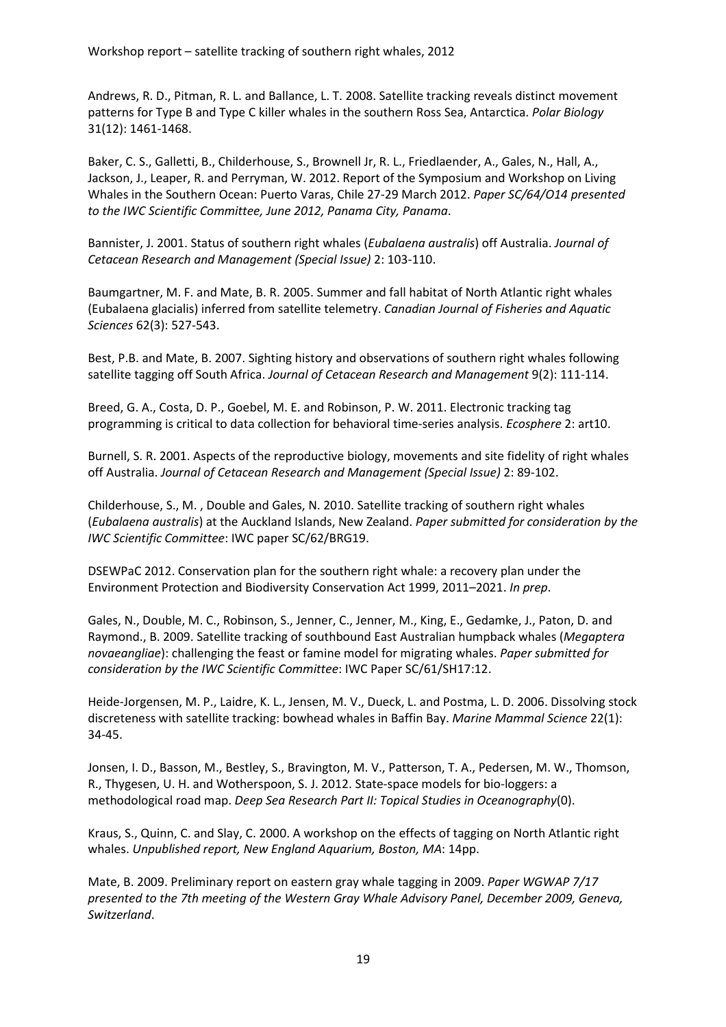Andrews, R. D., Pitman, R. L. and Ballance, L. T. 2008. Satellite tracking reveals distinct movement patterns for Type B and Type C killer whales in the southern Ross Sea, Antarctica. *Polar Biology* 31(12): 1461-1468.

Baker, C. S., Galletti, B., Childerhouse, S., Brownell Jr, R. L., Friedlaender, A., Gales, N., Hall, A., Jackson, J., Leaper, R. and Perryman, W. 2012. Report of the Symposium and Workshop on Living Whales in the Southern Ocean: Puerto Varas, Chile 27-29 March 2012. *Paper SC/64/O14 presented to the IWC Scientific Committee, June 2012, Panama City, Panama*.

Bannister, J. 2001. Status of southern right whales (*Eubalaena australis*) off Australia. *Journal of Cetacean Research and Management (Special Issue)* 2: 103-110.

Baumgartner, M. F. and Mate, B. R. 2005. Summer and fall habitat of North Atlantic right whales (Eubalaena glacialis) inferred from satellite telemetry. *Canadian Journal of Fisheries and Aquatic Sciences* 62(3): 527-543.

Best, P.B. and Mate, B. 2007. Sighting history and observations of southern right whales following satellite tagging off South Africa. *Journal of Cetacean Research and Management* 9(2): 111-114.

Breed, G. A., Costa, D. P., Goebel, M. E. and Robinson, P. W. 2011. Electronic tracking tag programming is critical to data collection for behavioral time-series analysis. *Ecosphere* 2: art10.

Burnell, S. R. 2001. Aspects of the reproductive biology, movements and site fidelity of right whales off Australia. *Journal of Cetacean Research and Management (Special Issue)* 2: 89-102.

Childerhouse, S., M. , Double and Gales, N. 2010. Satellite tracking of southern right whales (*Eubalaena australis*) at the Auckland Islands, New Zealand. *Paper submitted for consideration by the IWC Scientific Committee*: IWC paper SC/62/BRG19.

DSEWPaC 2012. Conservation plan for the southern right whale: a recovery plan under the Environment Protection and Biodiversity Conservation Act 1999, 2011–2021. *In prep*.

Gales, N., Double, M. C., Robinson, S., Jenner, C., Jenner, M., King, E., Gedamke, J., Paton, D. and Raymond., B. 2009. Satellite tracking of southbound East Australian humpback whales (*Megaptera novaeangliae*): challenging the feast or famine model for migrating whales. *Paper submitted for consideration by the IWC Scientific Committee*: IWC Paper SC/61/SH17:12.

Heide-Jorgensen, M. P., Laidre, K. L., Jensen, M. V., Dueck, L. and Postma, L. D. 2006. Dissolving stock discreteness with satellite tracking: bowhead whales in Baffin Bay. *Marine Mammal Science* 22(1): 34-45.

Jonsen, I. D., Basson, M., Bestley, S., Bravington, M. V., Patterson, T. A., Pedersen, M. W., Thomson, R., Thygesen, U. H. and Wotherspoon, S. J. 2012. State-space models for bio-loggers: a methodological road map. *Deep Sea Research Part II: Topical Studies in Oceanography*(0).

Kraus, S., Quinn, C. and Slay, C. 2000. A workshop on the effects of tagging on North Atlantic right whales. *Unpublished report, New England Aquarium, Boston, MA*: 14pp.

Mate, B. 2009. Preliminary report on eastern gray whale tagging in 2009. *Paper WGWAP 7/17 presented to the 7th meeting of the Western Gray Whale Advisory Panel, December 2009, Geneva, Switzerland*.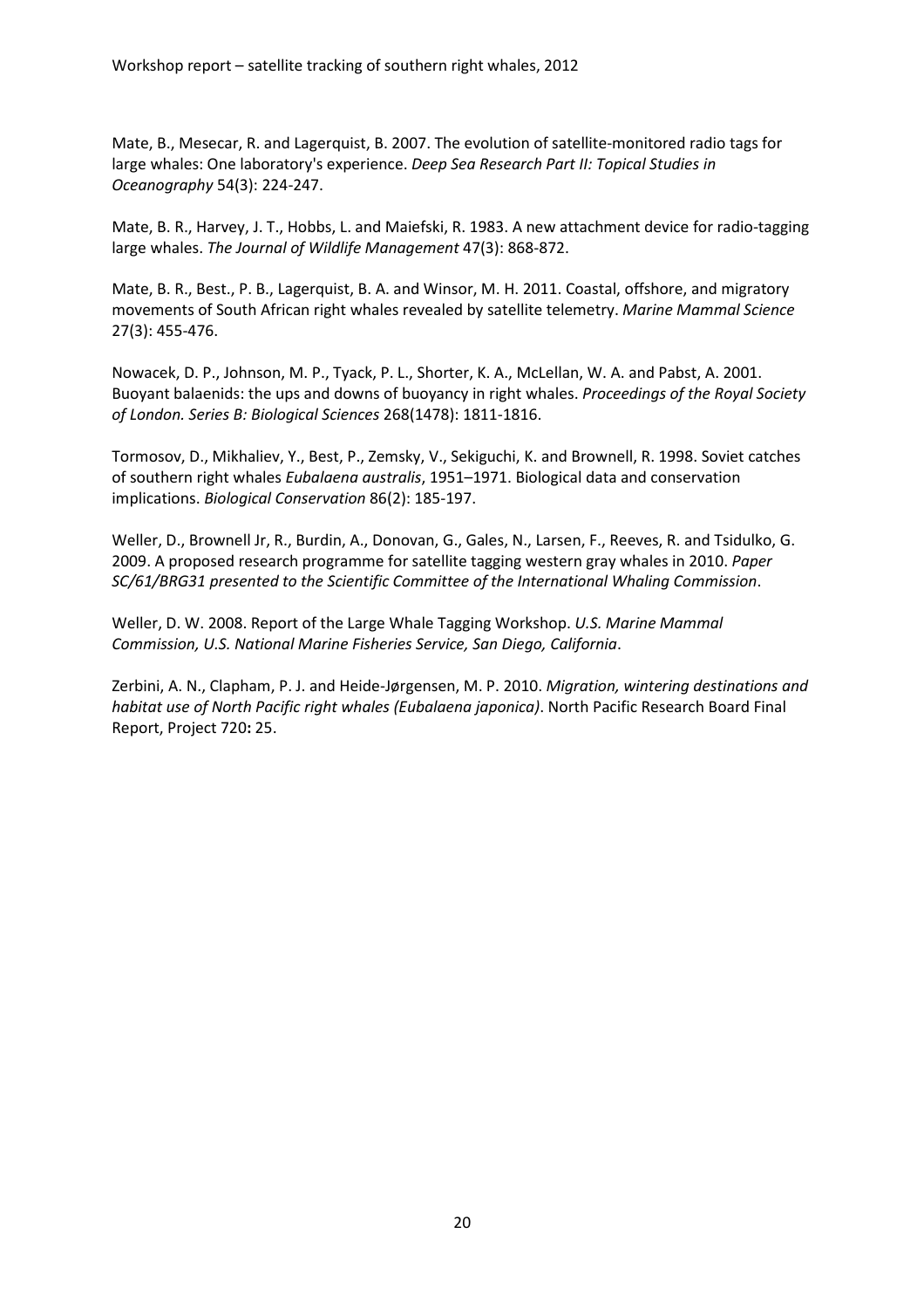Mate, B., Mesecar, R. and Lagerquist, B. 2007. The evolution of satellite-monitored radio tags for large whales: One laboratory's experience. *Deep Sea Research Part II: Topical Studies in Oceanography* 54(3): 224-247.

Mate, B. R., Harvey, J. T., Hobbs, L. and Maiefski, R. 1983. A new attachment device for radio-tagging large whales. *The Journal of Wildlife Management* 47(3): 868-872.

Mate, B. R., Best., P. B., Lagerquist, B. A. and Winsor, M. H. 2011. Coastal, offshore, and migratory movements of South African right whales revealed by satellite telemetry. *Marine Mammal Science* 27(3): 455-476.

Nowacek, D. P., Johnson, M. P., Tyack, P. L., Shorter, K. A., McLellan, W. A. and Pabst, A. 2001. Buoyant balaenids: the ups and downs of buoyancy in right whales. *Proceedings of the Royal Society of London. Series B: Biological Sciences* 268(1478): 1811-1816.

Tormosov, D., Mikhaliev, Y., Best, P., Zemsky, V., Sekiguchi, K. and Brownell, R. 1998. Soviet catches of southern right whales *Eubalaena australis*, 1951–1971. Biological data and conservation implications. *Biological Conservation* 86(2): 185-197.

Weller, D., Brownell Jr, R., Burdin, A., Donovan, G., Gales, N., Larsen, F., Reeves, R. and Tsidulko, G. 2009. A proposed research programme for satellite tagging western gray whales in 2010. *Paper SC/61/BRG31 presented to the Scientific Committee of the International Whaling Commission*.

Weller, D. W. 2008. Report of the Large Whale Tagging Workshop. *U.S. Marine Mammal Commission, U.S. National Marine Fisheries Service, San Diego, California*.

Zerbini, A. N., Clapham, P. J. and Heide-Jørgensen, M. P. 2010. *Migration, wintering destinations and habitat use of North Pacific right whales (Eubalaena japonica)*. North Pacific Research Board Final Report, Project 720**:** 25.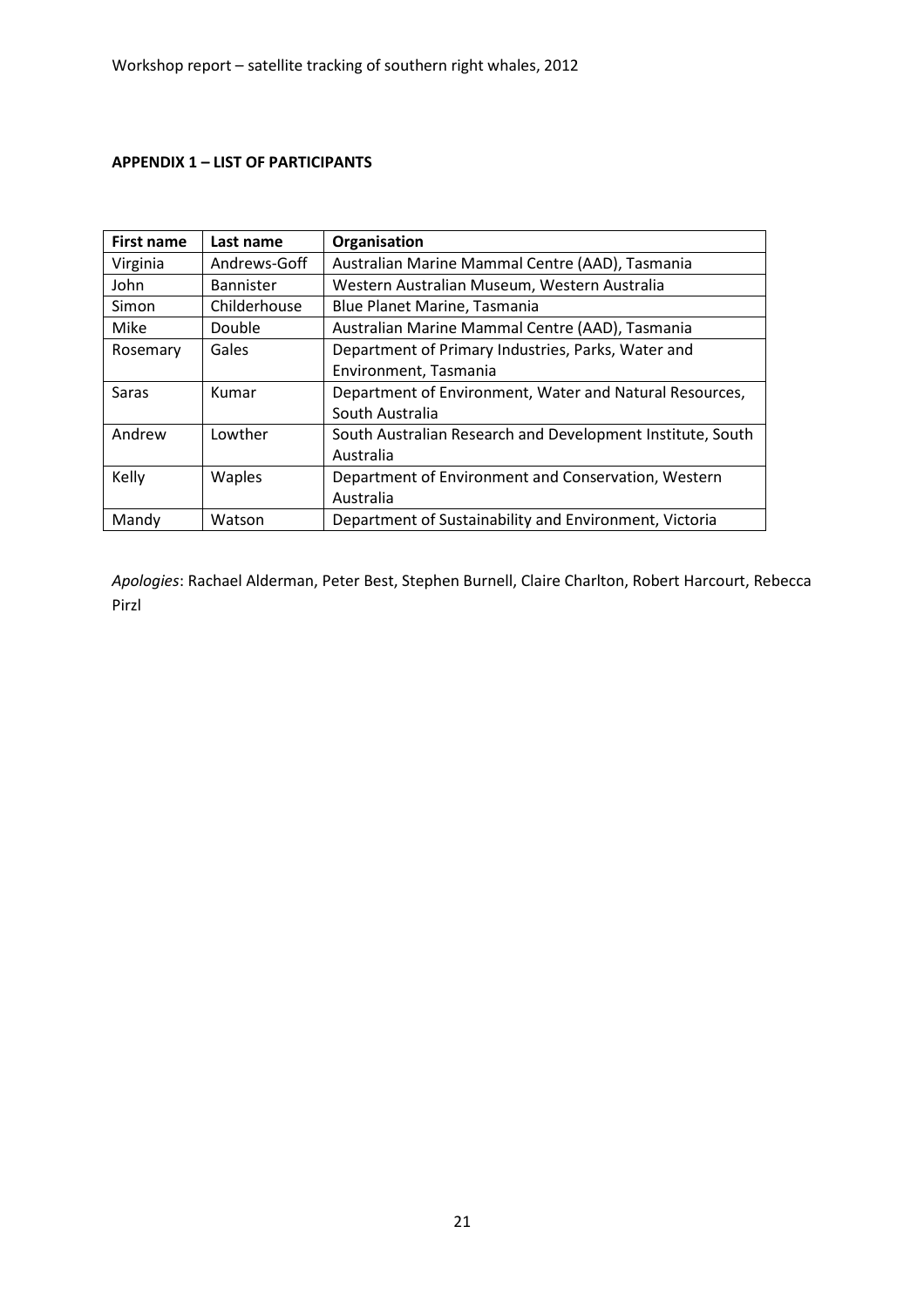**APPENDIX 1 – LIST OF PARTICIPANTS**

| First name | Last name | Organisation |
|---|---|---|
| Virginia | Andrews-Goff | Australian Marine Mammal Centre (AAD), Tasmania |
| John | Bannister | Western Australian Museum, Western Australia |
| Simon | Childerhouse | Blue Planet Marine, Tasmania |
| Mike | Double | Australian Marine Mammal Centre (AAD), Tasmania |
| Rosemary | Gales | Department of Primary Industries, Parks, Water and Environment, Tasmania |
| Saras | Kumar | Department of Environment, Water and Natural Resources, South Australia |
| Andrew | Lowther | South Australian Research and Development Institute, South Australia |
| Kelly | Waples | Department of Environment and Conservation, Western Australia |
| Mandy | Watson | Department of Sustainability and Environment, Victoria |

*Apologies*: Rachael Alderman, Peter Best, Stephen Burnell, Claire Charlton, Robert Harcourt, Rebecca Pirzl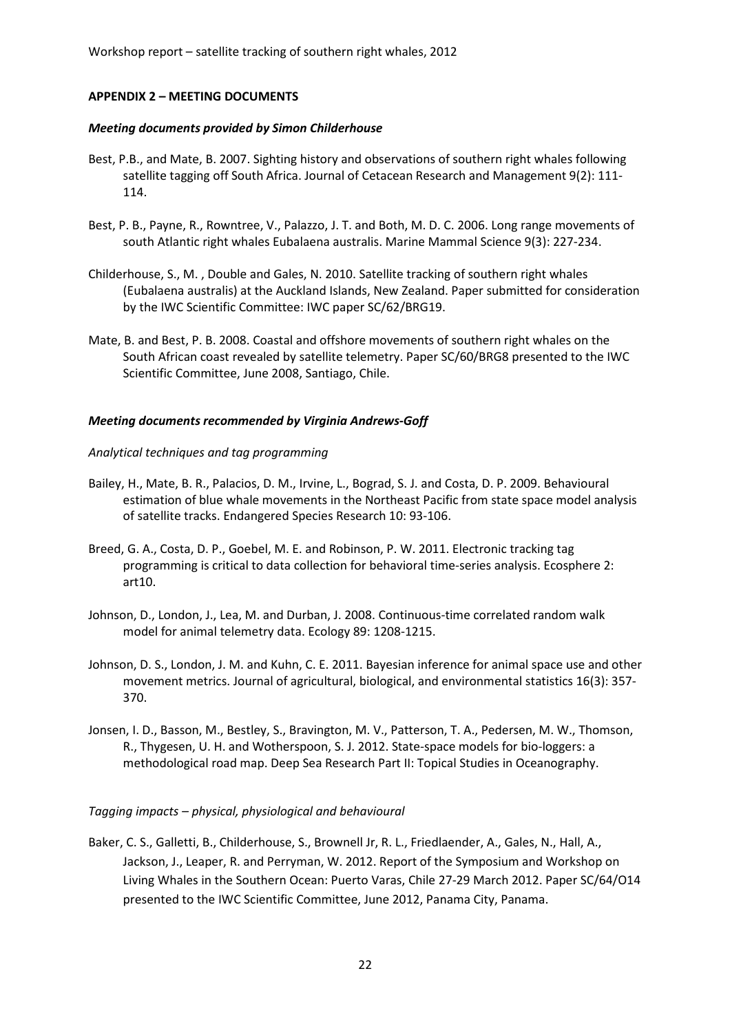## APPENDIX 2 – MEETING DOCUMENTS

### *Meeting documents provided by Simon Childerhouse*

Best, P.B., and Mate, B. 2007. Sighting history and observations of southern right whales following satellite tagging off South Africa. Journal of Cetacean Research and Management 9(2): 111-114.

Best, P. B., Payne, R., Rowntree, V., Palazzo, J. T. and Both, M. D. C. 2006. Long range movements of south Atlantic right whales Eubalaena australis. Marine Mammal Science 9(3): 227-234.

Childerhouse, S., M. , Double and Gales, N. 2010. Satellite tracking of southern right whales (Eubalaena australis) at the Auckland Islands, New Zealand. Paper submitted for consideration by the IWC Scientific Committee: IWC paper SC/62/BRG19.

Mate, B. and Best, P. B. 2008. Coastal and offshore movements of southern right whales on the South African coast revealed by satellite telemetry. Paper SC/60/BRG8 presented to the IWC Scientific Committee, June 2008, Santiago, Chile.

### *Meeting documents recommended by Virginia Andrews-Goff*

*Analytical techniques and tag programming*

Bailey, H., Mate, B. R., Palacios, D. M., Irvine, L., Bograd, S. J. and Costa, D. P. 2009. Behavioural estimation of blue whale movements in the Northeast Pacific from state space model analysis of satellite tracks. Endangered Species Research 10: 93-106.

Breed, G. A., Costa, D. P., Goebel, M. E. and Robinson, P. W. 2011. Electronic tracking tag programming is critical to data collection for behavioral time-series analysis. Ecosphere 2: art10.

Johnson, D., London, J., Lea, M. and Durban, J. 2008. Continuous-time correlated random walk model for animal telemetry data. Ecology 89: 1208-1215.

Johnson, D. S., London, J. M. and Kuhn, C. E. 2011. Bayesian inference for animal space use and other movement metrics. Journal of agricultural, biological, and environmental statistics 16(3): 357-370.

Jonsen, I. D., Basson, M., Bestley, S., Bravington, M. V., Patterson, T. A., Pedersen, M. W., Thomson, R., Thygesen, U. H. and Wotherspoon, S. J. 2012. State-space models for bio-loggers: a methodological road map. Deep Sea Research Part II: Topical Studies in Oceanography.

*Tagging impacts – physical, physiological and behavioural*

Baker, C. S., Galletti, B., Childerhouse, S., Brownell Jr, R. L., Friedlaender, A., Gales, N., Hall, A., Jackson, J., Leaper, R. and Perryman, W. 2012. Report of the Symposium and Workshop on Living Whales in the Southern Ocean: Puerto Varas, Chile 27-29 March 2012. Paper SC/64/O14 presented to the IWC Scientific Committee, June 2012, Panama City, Panama.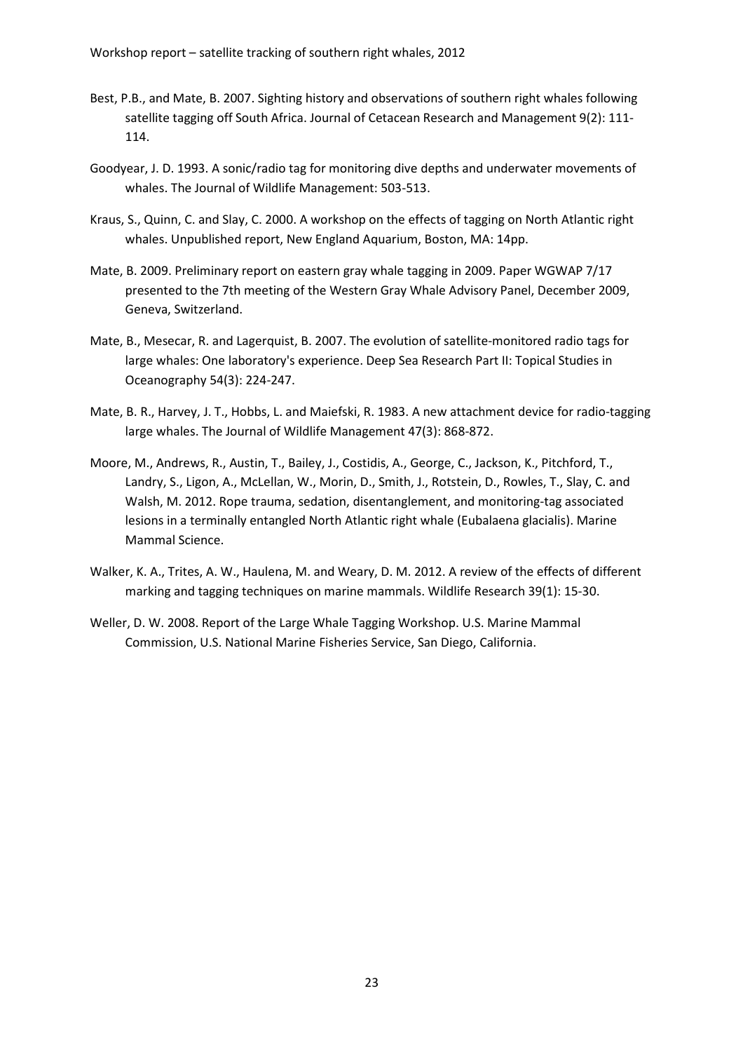Best, P.B., and Mate, B. 2007. Sighting history and observations of southern right whales following satellite tagging off South Africa. Journal of Cetacean Research and Management 9(2): 111-114.

Goodyear, J. D. 1993. A sonic/radio tag for monitoring dive depths and underwater movements of whales. The Journal of Wildlife Management: 503-513.

Kraus, S., Quinn, C. and Slay, C. 2000. A workshop on the effects of tagging on North Atlantic right whales. Unpublished report, New England Aquarium, Boston, MA: 14pp.

Mate, B. 2009. Preliminary report on eastern gray whale tagging in 2009. Paper WGWAP 7/17 presented to the 7th meeting of the Western Gray Whale Advisory Panel, December 2009, Geneva, Switzerland.

Mate, B., Mesecar, R. and Lagerquist, B. 2007. The evolution of satellite-monitored radio tags for large whales: One laboratory's experience. Deep Sea Research Part II: Topical Studies in Oceanography 54(3): 224-247.

Mate, B. R., Harvey, J. T., Hobbs, L. and Maiefski, R. 1983. A new attachment device for radio-tagging large whales. The Journal of Wildlife Management 47(3): 868-872.

Moore, M., Andrews, R., Austin, T., Bailey, J., Costidis, A., George, C., Jackson, K., Pitchford, T., Landry, S., Ligon, A., McLellan, W., Morin, D., Smith, J., Rotstein, D., Rowles, T., Slay, C. and Walsh, M. 2012. Rope trauma, sedation, disentanglement, and monitoring-tag associated lesions in a terminally entangled North Atlantic right whale (Eubalaena glacialis). Marine Mammal Science.

Walker, K. A., Trites, A. W., Haulena, M. and Weary, D. M. 2012. A review of the effects of different marking and tagging techniques on marine mammals. Wildlife Research 39(1): 15-30.

Weller, D. W. 2008. Report of the Large Whale Tagging Workshop. U.S. Marine Mammal Commission, U.S. National Marine Fisheries Service, San Diego, California.